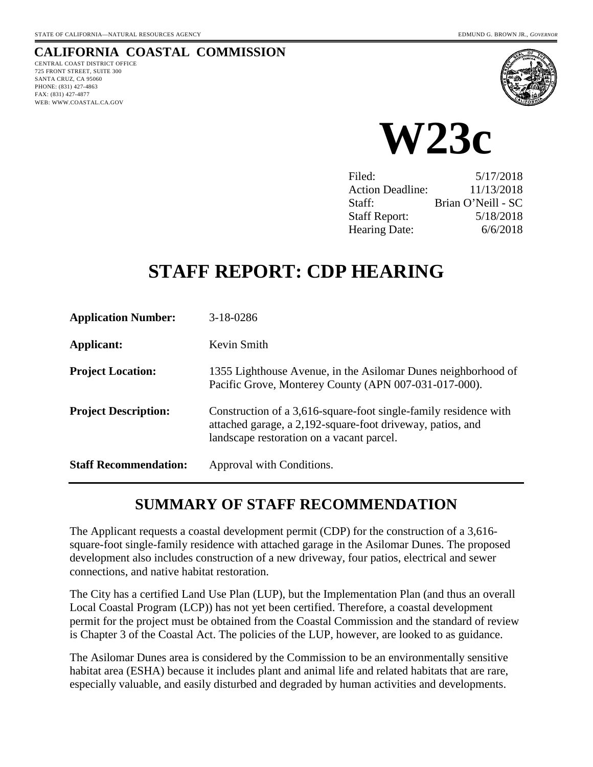STATE OF CALIFORNIA—NATURAL RESOURCES AGENCY EDMUND G. BROWN JR., *GOVERNOR*

**CALIFORNIA COASTAL COMMISSION**

CENTRAL COAST DISTRICT OFFICE
725 FRONT STREET, SUITE 300
SANTA CRUZ, CA 95060
PHONE: (831) 427-4863
FAX: (831) 427-4877
WEB: WWW.COASTAL.CA.GOV

# W23c

| | |
|---|---|
| Filed: | 5/17/2018 |
| Action Deadline: | 11/13/2018 |
| Staff: | Brian O'Neill - SC |
| Staff Report: | 5/18/2018 |
| Hearing Date: | 6/6/2018 |

# STAFF REPORT: CDP HEARING

| | |
|---|---|
| **Application Number:** | 3-18-0286 |
| **Applicant:** | Kevin Smith |
| **Project Location:** | 1355 Lighthouse Avenue, in the Asilomar Dunes neighborhood of Pacific Grove, Monterey County (APN 007-031-017-000). |
| **Project Description:** | Construction of a 3,616-square-foot single-family residence with attached garage, a 2,192-square-foot driveway, patios, and landscape restoration on a vacant parcel. |
| **Staff Recommendation:** | Approval with Conditions. |

## SUMMARY OF STAFF RECOMMENDATION

The Applicant requests a coastal development permit (CDP) for the construction of a 3,616-square-foot single-family residence with attached garage in the Asilomar Dunes. The proposed development also includes construction of a new driveway, four patios, electrical and sewer connections, and native habitat restoration.

The City has a certified Land Use Plan (LUP), but the Implementation Plan (and thus an overall Local Coastal Program (LCP)) has not yet been certified. Therefore, a coastal development permit for the project must be obtained from the Coastal Commission and the standard of review is Chapter 3 of the Coastal Act. The policies of the LUP, however, are looked to as guidance.

The Asilomar Dunes area is considered by the Commission to be an environmentally sensitive habitat area (ESHA) because it includes plant and animal life and related habitats that are rare, especially valuable, and easily disturbed and degraded by human activities and developments.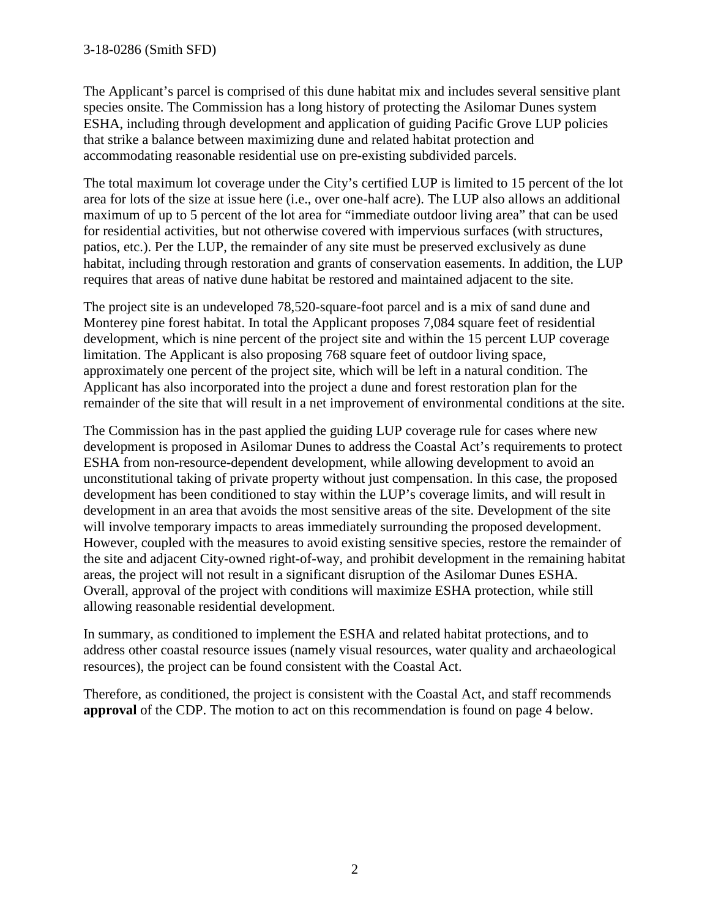The Applicant's parcel is comprised of this dune habitat mix and includes several sensitive plant species onsite. The Commission has a long history of protecting the Asilomar Dunes system ESHA, including through development and application of guiding Pacific Grove LUP policies that strike a balance between maximizing dune and related habitat protection and accommodating reasonable residential use on pre-existing subdivided parcels.

The total maximum lot coverage under the City's certified LUP is limited to 15 percent of the lot area for lots of the size at issue here (i.e., over one-half acre). The LUP also allows an additional maximum of up to 5 percent of the lot area for "immediate outdoor living area" that can be used for residential activities, but not otherwise covered with impervious surfaces (with structures, patios, etc.). Per the LUP, the remainder of any site must be preserved exclusively as dune habitat, including through restoration and grants of conservation easements. In addition, the LUP requires that areas of native dune habitat be restored and maintained adjacent to the site.

The project site is an undeveloped 78,520-square-foot parcel and is a mix of sand dune and Monterey pine forest habitat. In total the Applicant proposes 7,084 square feet of residential development, which is nine percent of the project site and within the 15 percent LUP coverage limitation. The Applicant is also proposing 768 square feet of outdoor living space, approximately one percent of the project site, which will be left in a natural condition. The Applicant has also incorporated into the project a dune and forest restoration plan for the remainder of the site that will result in a net improvement of environmental conditions at the site.

The Commission has in the past applied the guiding LUP coverage rule for cases where new development is proposed in Asilomar Dunes to address the Coastal Act's requirements to protect ESHA from non-resource-dependent development, while allowing development to avoid an unconstitutional taking of private property without just compensation. In this case, the proposed development has been conditioned to stay within the LUP's coverage limits, and will result in development in an area that avoids the most sensitive areas of the site. Development of the site will involve temporary impacts to areas immediately surrounding the proposed development. However, coupled with the measures to avoid existing sensitive species, restore the remainder of the site and adjacent City-owned right-of-way, and prohibit development in the remaining habitat areas, the project will not result in a significant disruption of the Asilomar Dunes ESHA. Overall, approval of the project with conditions will maximize ESHA protection, while still allowing reasonable residential development.

In summary, as conditioned to implement the ESHA and related habitat protections, and to address other coastal resource issues (namely visual resources, water quality and archaeological resources), the project can be found consistent with the Coastal Act.

Therefore, as conditioned, the project is consistent with the Coastal Act, and staff recommends **approval** of the CDP. The motion to act on this recommendation is found on page 4 below.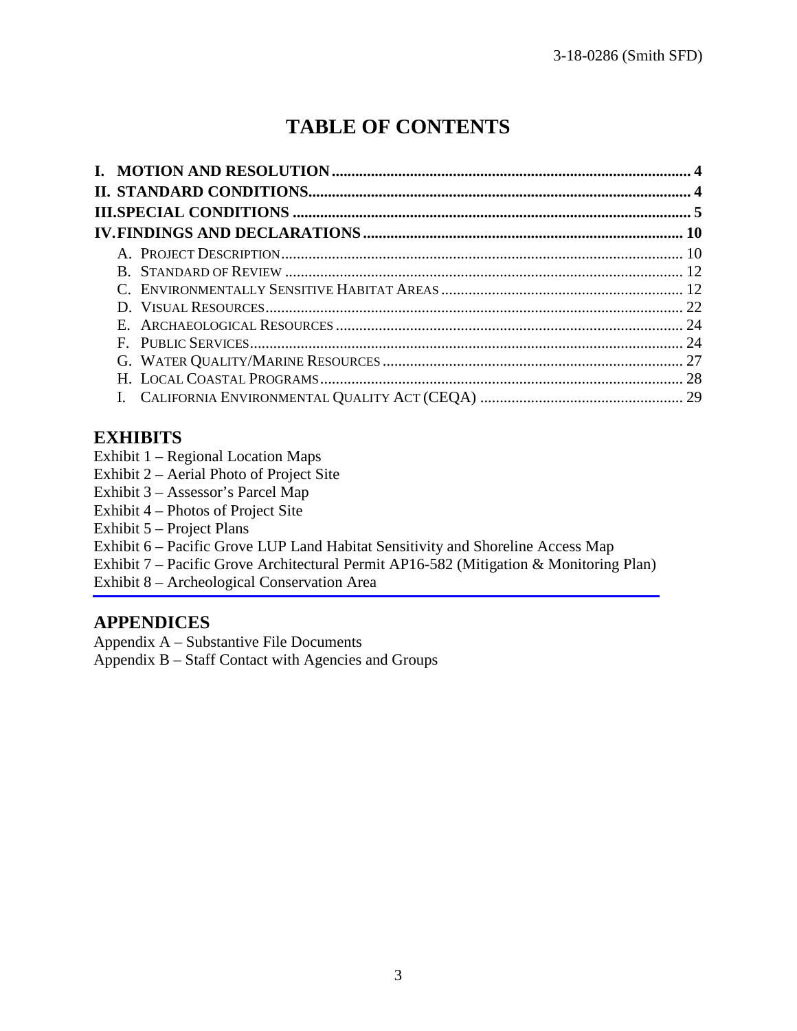# TABLE OF CONTENTS

**I. MOTION AND RESOLUTION** .......... 4
**II. STANDARD CONDITIONS** .......... 4
**III. SPECIAL CONDITIONS** .......... 5
**IV. FINDINGS AND DECLARATIONS** .......... 10

- A. PROJECT DESCRIPTION .......... 10
- B. STANDARD OF REVIEW .......... 12
- C. ENVIRONMENTALLY SENSITIVE HABITAT AREAS .......... 12
- D. VISUAL RESOURCES .......... 22
- E. ARCHAEOLOGICAL RESOURCES .......... 24
- F. PUBLIC SERVICES .......... 24
- G. WATER QUALITY/MARINE RESOURCES .......... 27
- H. LOCAL COASTAL PROGRAMS .......... 28
- I. CALIFORNIA ENVIRONMENTAL QUALITY ACT (CEQA) .......... 29

## EXHIBITS

Exhibit 1 – Regional Location Maps
Exhibit 2 – Aerial Photo of Project Site
Exhibit 3 – Assessor's Parcel Map
Exhibit 4 – Photos of Project Site
Exhibit 5 – Project Plans
Exhibit 6 – Pacific Grove LUP Land Habitat Sensitivity and Shoreline Access Map
Exhibit 7 – Pacific Grove Architectural Permit AP16-582 (Mitigation & Monitoring Plan)
Exhibit 8 – Archeological Conservation Area

## APPENDICES

Appendix A – Substantive File Documents
Appendix B – Staff Contact with Agencies and Groups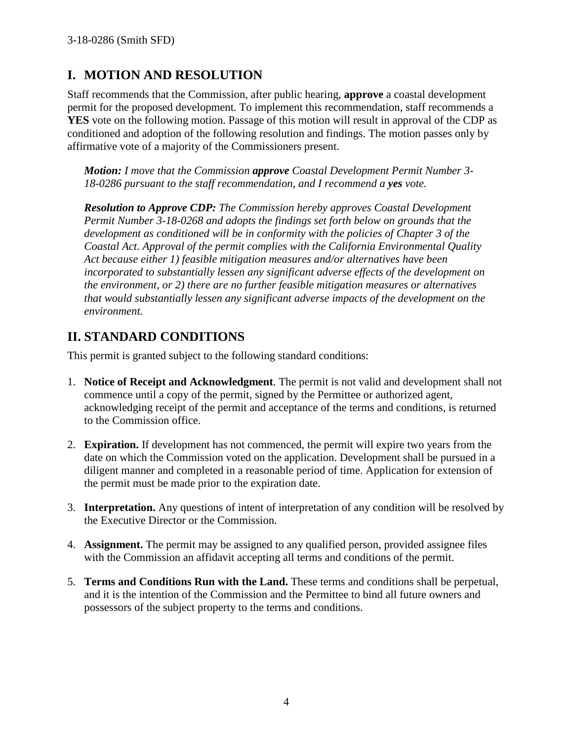## I. MOTION AND RESOLUTION

Staff recommends that the Commission, after public hearing, **approve** a coastal development permit for the proposed development. To implement this recommendation, staff recommends a **YES** vote on the following motion. Passage of this motion will result in approval of the CDP as conditioned and adoption of the following resolution and findings. The motion passes only by affirmative vote of a majority of the Commissioners present.

> ***Motion:*** *I move that the Commission* ***approve*** *Coastal Development Permit Number 3-18-0286 pursuant to the staff recommendation, and I recommend a* ***yes*** *vote.*
>
> ***Resolution to Approve CDP:*** *The Commission hereby approves Coastal Development Permit Number 3-18-0268 and adopts the findings set forth below on grounds that the development as conditioned will be in conformity with the policies of Chapter 3 of the Coastal Act. Approval of the permit complies with the California Environmental Quality Act because either 1) feasible mitigation measures and/or alternatives have been incorporated to substantially lessen any significant adverse effects of the development on the environment, or 2) there are no further feasible mitigation measures or alternatives that would substantially lessen any significant adverse impacts of the development on the environment.*

## II. STANDARD CONDITIONS

This permit is granted subject to the following standard conditions:

1. **Notice of Receipt and Acknowledgment**. The permit is not valid and development shall not commence until a copy of the permit, signed by the Permittee or authorized agent, acknowledging receipt of the permit and acceptance of the terms and conditions, is returned to the Commission office.

2. **Expiration.** If development has not commenced, the permit will expire two years from the date on which the Commission voted on the application. Development shall be pursued in a diligent manner and completed in a reasonable period of time. Application for extension of the permit must be made prior to the expiration date.

3. **Interpretation.** Any questions of intent of interpretation of any condition will be resolved by the Executive Director or the Commission.

4. **Assignment.** The permit may be assigned to any qualified person, provided assignee files with the Commission an affidavit accepting all terms and conditions of the permit.

5. **Terms and Conditions Run with the Land.** These terms and conditions shall be perpetual, and it is the intention of the Commission and the Permittee to bind all future owners and possessors of the subject property to the terms and conditions.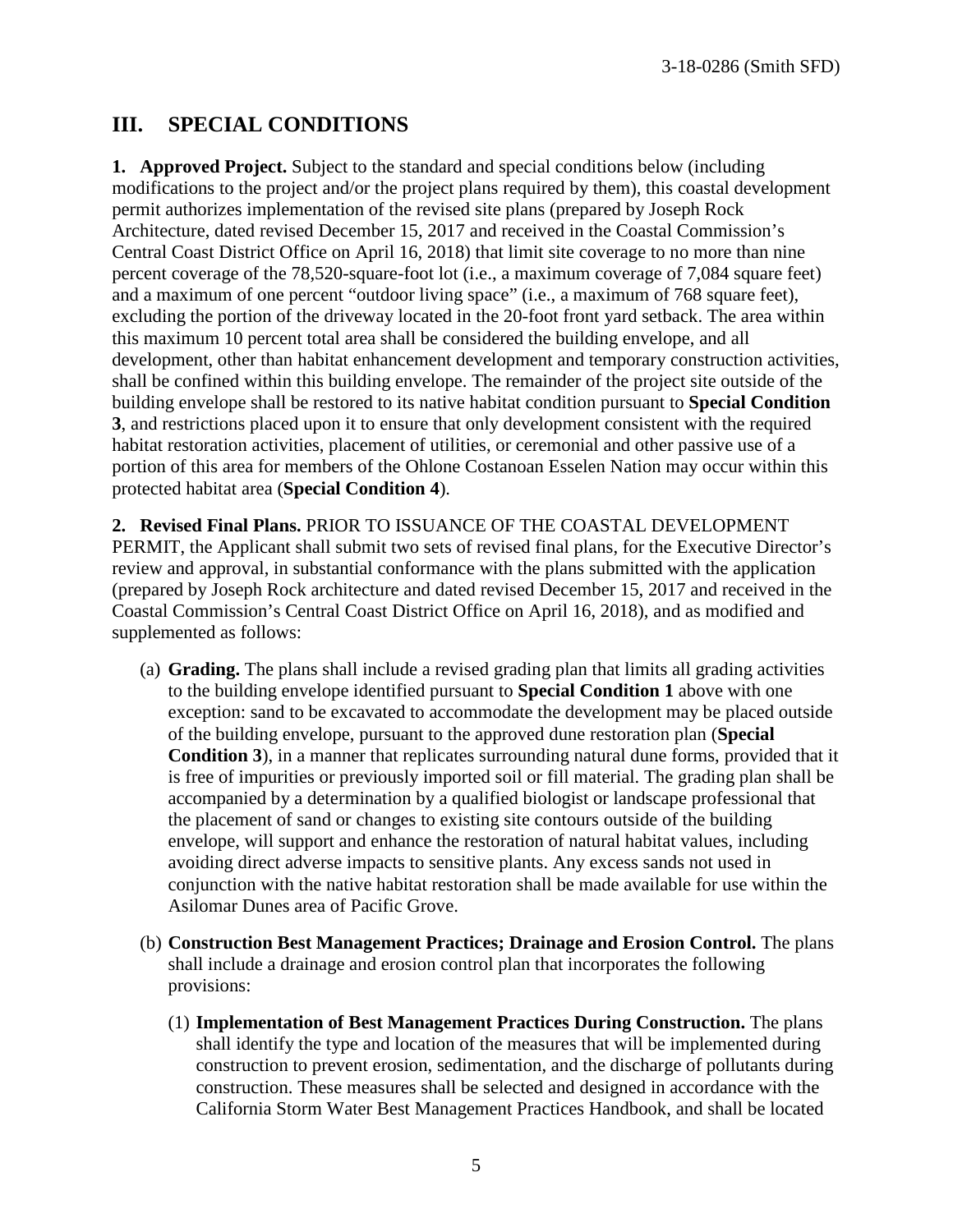## III. SPECIAL CONDITIONS

**1. Approved Project.** Subject to the standard and special conditions below (including modifications to the project and/or the project plans required by them), this coastal development permit authorizes implementation of the revised site plans (prepared by Joseph Rock Architecture, dated revised December 15, 2017 and received in the Coastal Commission's Central Coast District Office on April 16, 2018) that limit site coverage to no more than nine percent coverage of the 78,520-square-foot lot (i.e., a maximum coverage of 7,084 square feet) and a maximum of one percent "outdoor living space" (i.e., a maximum of 768 square feet), excluding the portion of the driveway located in the 20-foot front yard setback. The area within this maximum 10 percent total area shall be considered the building envelope, and all development, other than habitat enhancement development and temporary construction activities, shall be confined within this building envelope. The remainder of the project site outside of the building envelope shall be restored to its native habitat condition pursuant to **Special Condition 3**, and restrictions placed upon it to ensure that only development consistent with the required habitat restoration activities, placement of utilities, or ceremonial and other passive use of a portion of this area for members of the Ohlone Costanoan Esselen Nation may occur within this protected habitat area (**Special Condition 4**).

**2. Revised Final Plans.** PRIOR TO ISSUANCE OF THE COASTAL DEVELOPMENT PERMIT, the Applicant shall submit two sets of revised final plans, for the Executive Director's review and approval, in substantial conformance with the plans submitted with the application (prepared by Joseph Rock architecture and dated revised December 15, 2017 and received in the Coastal Commission's Central Coast District Office on April 16, 2018), and as modified and supplemented as follows:

(a) **Grading.** The plans shall include a revised grading plan that limits all grading activities to the building envelope identified pursuant to **Special Condition 1** above with one exception: sand to be excavated to accommodate the development may be placed outside of the building envelope, pursuant to the approved dune restoration plan (**Special Condition 3**), in a manner that replicates surrounding natural dune forms, provided that it is free of impurities or previously imported soil or fill material. The grading plan shall be accompanied by a determination by a qualified biologist or landscape professional that the placement of sand or changes to existing site contours outside of the building envelope, will support and enhance the restoration of natural habitat values, including avoiding direct adverse impacts to sensitive plants. Any excess sands not used in conjunction with the native habitat restoration shall be made available for use within the Asilomar Dunes area of Pacific Grove.

(b) **Construction Best Management Practices; Drainage and Erosion Control.** The plans shall include a drainage and erosion control plan that incorporates the following provisions:

(1) **Implementation of Best Management Practices During Construction.** The plans shall identify the type and location of the measures that will be implemented during construction to prevent erosion, sedimentation, and the discharge of pollutants during construction. These measures shall be selected and designed in accordance with the California Storm Water Best Management Practices Handbook, and shall be located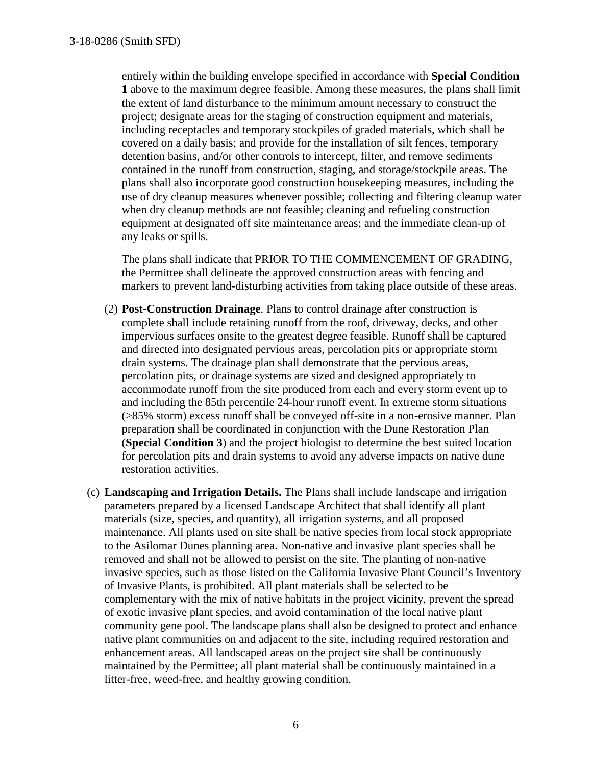entirely within the building envelope specified in accordance with **Special Condition 1** above to the maximum degree feasible. Among these measures, the plans shall limit the extent of land disturbance to the minimum amount necessary to construct the project; designate areas for the staging of construction equipment and materials, including receptacles and temporary stockpiles of graded materials, which shall be covered on a daily basis; and provide for the installation of silt fences, temporary detention basins, and/or other controls to intercept, filter, and remove sediments contained in the runoff from construction, staging, and storage/stockpile areas. The plans shall also incorporate good construction housekeeping measures, including the use of dry cleanup measures whenever possible; collecting and filtering cleanup water when dry cleanup methods are not feasible; cleaning and refueling construction equipment at designated off site maintenance areas; and the immediate clean-up of any leaks or spills.

The plans shall indicate that PRIOR TO THE COMMENCEMENT OF GRADING, the Permittee shall delineate the approved construction areas with fencing and markers to prevent land-disturbing activities from taking place outside of these areas.

(2) **Post-Construction Drainage**. Plans to control drainage after construction is complete shall include retaining runoff from the roof, driveway, decks, and other impervious surfaces onsite to the greatest degree feasible. Runoff shall be captured and directed into designated pervious areas, percolation pits or appropriate storm drain systems. The drainage plan shall demonstrate that the pervious areas, percolation pits, or drainage systems are sized and designed appropriately to accommodate runoff from the site produced from each and every storm event up to and including the 85th percentile 24-hour runoff event. In extreme storm situations (>85% storm) excess runoff shall be conveyed off-site in a non-erosive manner. Plan preparation shall be coordinated in conjunction with the Dune Restoration Plan (**Special Condition 3**) and the project biologist to determine the best suited location for percolation pits and drain systems to avoid any adverse impacts on native dune restoration activities.

(c) **Landscaping and Irrigation Details.** The Plans shall include landscape and irrigation parameters prepared by a licensed Landscape Architect that shall identify all plant materials (size, species, and quantity), all irrigation systems, and all proposed maintenance. All plants used on site shall be native species from local stock appropriate to the Asilomar Dunes planning area. Non-native and invasive plant species shall be removed and shall not be allowed to persist on the site. The planting of non-native invasive species, such as those listed on the California Invasive Plant Council's Inventory of Invasive Plants, is prohibited. All plant materials shall be selected to be complementary with the mix of native habitats in the project vicinity, prevent the spread of exotic invasive plant species, and avoid contamination of the local native plant community gene pool. The landscape plans shall also be designed to protect and enhance native plant communities on and adjacent to the site, including required restoration and enhancement areas. All landscaped areas on the project site shall be continuously maintained by the Permittee; all plant material shall be continuously maintained in a litter-free, weed-free, and healthy growing condition.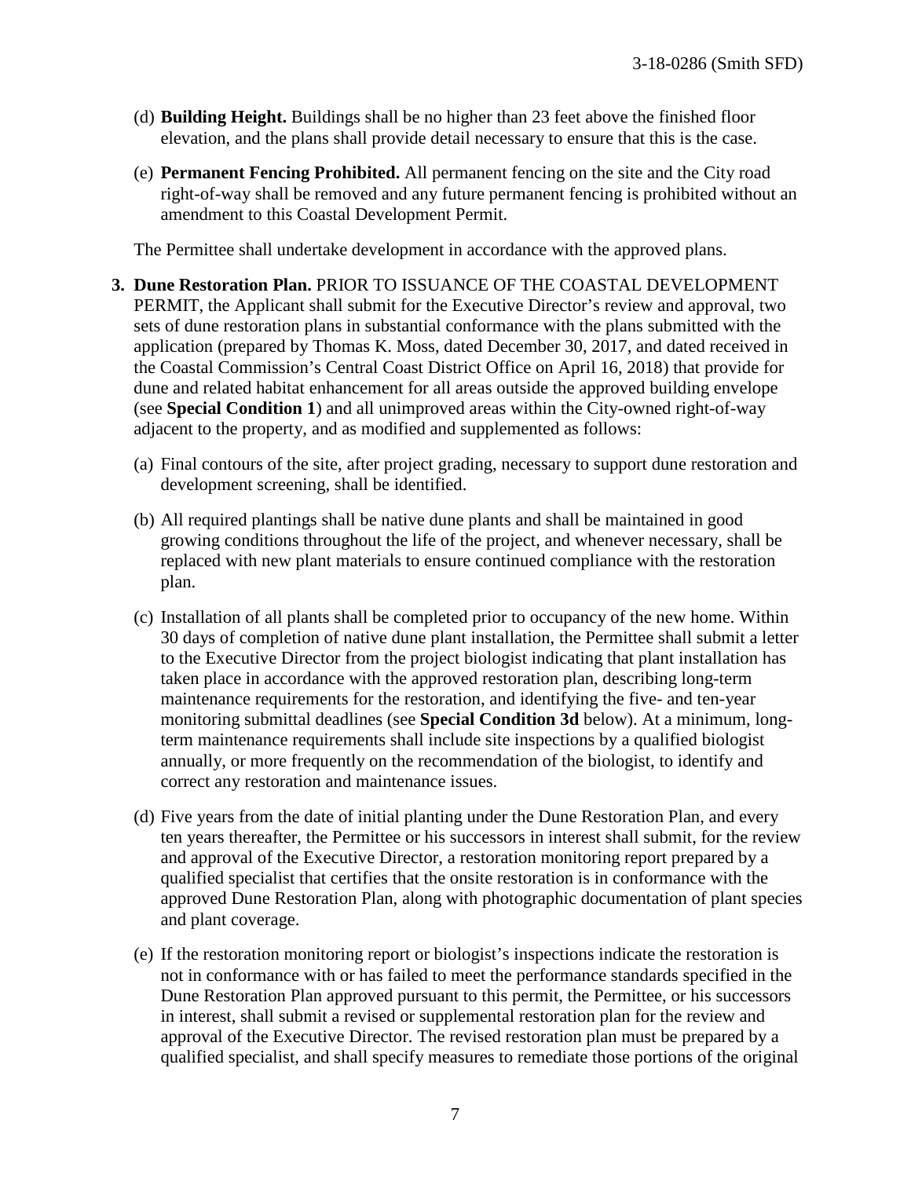(d) **Building Height.** Buildings shall be no higher than 23 feet above the finished floor elevation, and the plans shall provide detail necessary to ensure that this is the case.

(e) **Permanent Fencing Prohibited.** All permanent fencing on the site and the City road right-of-way shall be removed and any future permanent fencing is prohibited without an amendment to this Coastal Development Permit.

The Permittee shall undertake development in accordance with the approved plans.

**3. Dune Restoration Plan.** PRIOR TO ISSUANCE OF THE COASTAL DEVELOPMENT PERMIT, the Applicant shall submit for the Executive Director's review and approval, two sets of dune restoration plans in substantial conformance with the plans submitted with the application (prepared by Thomas K. Moss, dated December 30, 2017, and dated received in the Coastal Commission's Central Coast District Office on April 16, 2018) that provide for dune and related habitat enhancement for all areas outside the approved building envelope (see **Special Condition 1**) and all unimproved areas within the City-owned right-of-way adjacent to the property, and as modified and supplemented as follows:

(a) Final contours of the site, after project grading, necessary to support dune restoration and development screening, shall be identified.

(b) All required plantings shall be native dune plants and shall be maintained in good growing conditions throughout the life of the project, and whenever necessary, shall be replaced with new plant materials to ensure continued compliance with the restoration plan.

(c) Installation of all plants shall be completed prior to occupancy of the new home. Within 30 days of completion of native dune plant installation, the Permittee shall submit a letter to the Executive Director from the project biologist indicating that plant installation has taken place in accordance with the approved restoration plan, describing long-term maintenance requirements for the restoration, and identifying the five- and ten-year monitoring submittal deadlines (see **Special Condition 3d** below). At a minimum, long-term maintenance requirements shall include site inspections by a qualified biologist annually, or more frequently on the recommendation of the biologist, to identify and correct any restoration and maintenance issues.

(d) Five years from the date of initial planting under the Dune Restoration Plan, and every ten years thereafter, the Permittee or his successors in interest shall submit, for the review and approval of the Executive Director, a restoration monitoring report prepared by a qualified specialist that certifies that the onsite restoration is in conformance with the approved Dune Restoration Plan, along with photographic documentation of plant species and plant coverage.

(e) If the restoration monitoring report or biologist's inspections indicate the restoration is not in conformance with or has failed to meet the performance standards specified in the Dune Restoration Plan approved pursuant to this permit, the Permittee, or his successors in interest, shall submit a revised or supplemental restoration plan for the review and approval of the Executive Director. The revised restoration plan must be prepared by a qualified specialist, and shall specify measures to remediate those portions of the original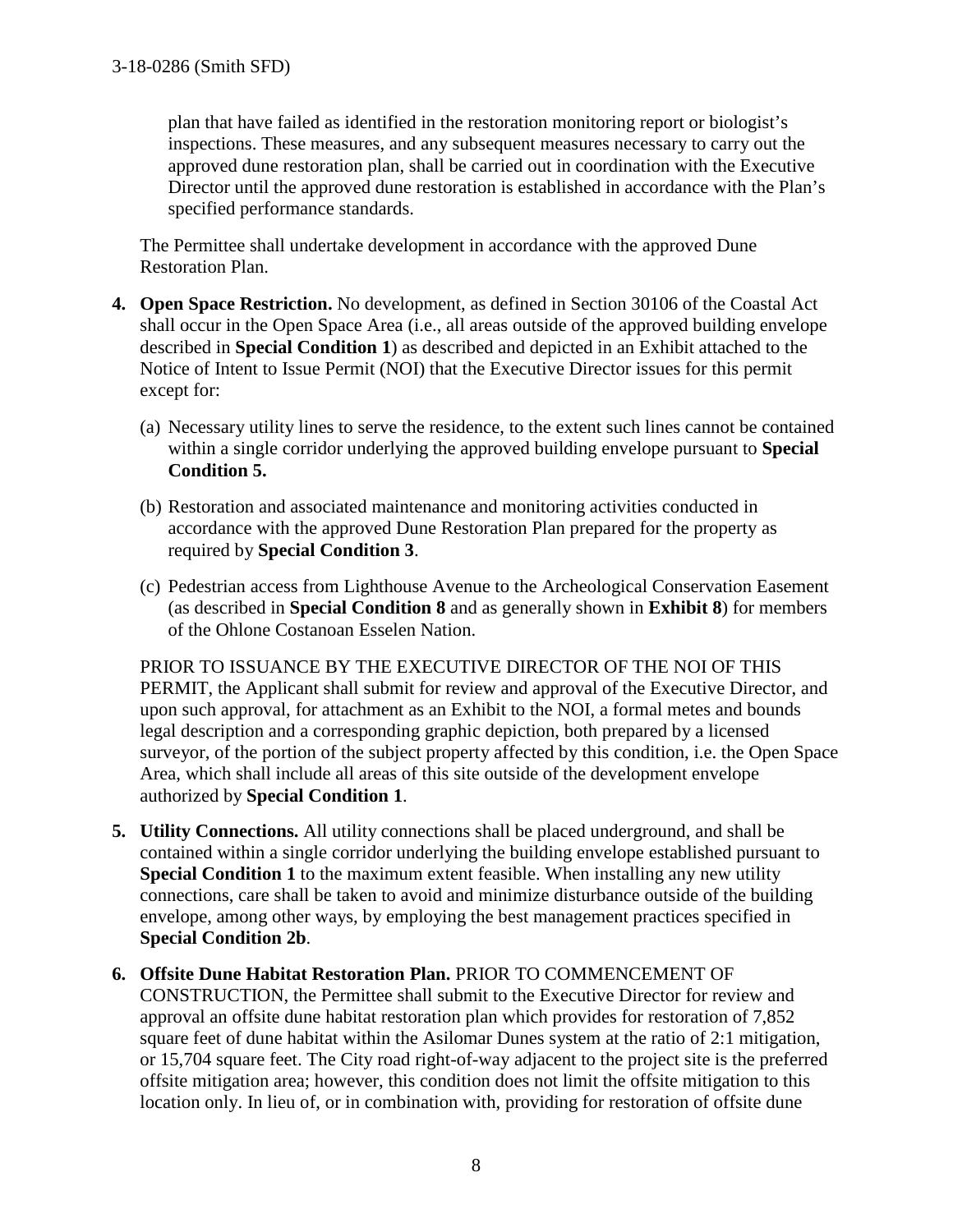plan that have failed as identified in the restoration monitoring report or biologist's inspections. These measures, and any subsequent measures necessary to carry out the approved dune restoration plan, shall be carried out in coordination with the Executive Director until the approved dune restoration is established in accordance with the Plan's specified performance standards.

The Permittee shall undertake development in accordance with the approved Dune Restoration Plan.

4. **Open Space Restriction.** No development, as defined in Section 30106 of the Coastal Act shall occur in the Open Space Area (i.e., all areas outside of the approved building envelope described in **Special Condition 1**) as described and depicted in an Exhibit attached to the Notice of Intent to Issue Permit (NOI) that the Executive Director issues for this permit except for:

   (a) Necessary utility lines to serve the residence, to the extent such lines cannot be contained within a single corridor underlying the approved building envelope pursuant to **Special Condition 5.**

   (b) Restoration and associated maintenance and monitoring activities conducted in accordance with the approved Dune Restoration Plan prepared for the property as required by **Special Condition 3**.

   (c) Pedestrian access from Lighthouse Avenue to the Archeological Conservation Easement (as described in **Special Condition 8** and as generally shown in **Exhibit 8**) for members of the Ohlone Costanoan Esselen Nation.

   PRIOR TO ISSUANCE BY THE EXECUTIVE DIRECTOR OF THE NOI OF THIS PERMIT, the Applicant shall submit for review and approval of the Executive Director, and upon such approval, for attachment as an Exhibit to the NOI, a formal metes and bounds legal description and a corresponding graphic depiction, both prepared by a licensed surveyor, of the portion of the subject property affected by this condition, i.e. the Open Space Area, which shall include all areas of this site outside of the development envelope authorized by **Special Condition 1**.

5. **Utility Connections.** All utility connections shall be placed underground, and shall be contained within a single corridor underlying the building envelope established pursuant to **Special Condition 1** to the maximum extent feasible. When installing any new utility connections, care shall be taken to avoid and minimize disturbance outside of the building envelope, among other ways, by employing the best management practices specified in **Special Condition 2b**.

6. **Offsite Dune Habitat Restoration Plan.** PRIOR TO COMMENCEMENT OF CONSTRUCTION, the Permittee shall submit to the Executive Director for review and approval an offsite dune habitat restoration plan which provides for restoration of 7,852 square feet of dune habitat within the Asilomar Dunes system at the ratio of 2:1 mitigation, or 15,704 square feet. The City road right-of-way adjacent to the project site is the preferred offsite mitigation area; however, this condition does not limit the offsite mitigation to this location only. In lieu of, or in combination with, providing for restoration of offsite dune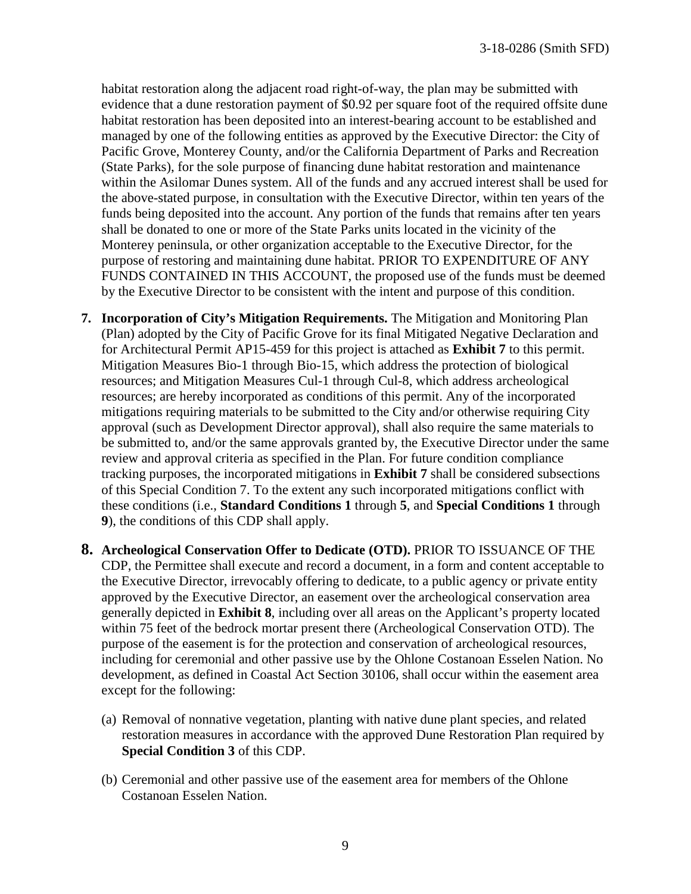habitat restoration along the adjacent road right-of-way, the plan may be submitted with evidence that a dune restoration payment of $0.92 per square foot of the required offsite dune habitat restoration has been deposited into an interest-bearing account to be established and managed by one of the following entities as approved by the Executive Director: the City of Pacific Grove, Monterey County, and/or the California Department of Parks and Recreation (State Parks), for the sole purpose of financing dune habitat restoration and maintenance within the Asilomar Dunes system. All of the funds and any accrued interest shall be used for the above-stated purpose, in consultation with the Executive Director, within ten years of the funds being deposited into the account. Any portion of the funds that remains after ten years shall be donated to one or more of the State Parks units located in the vicinity of the Monterey peninsula, or other organization acceptable to the Executive Director, for the purpose of restoring and maintaining dune habitat. PRIOR TO EXPENDITURE OF ANY FUNDS CONTAINED IN THIS ACCOUNT, the proposed use of the funds must be deemed by the Executive Director to be consistent with the intent and purpose of this condition.

7. **Incorporation of City's Mitigation Requirements.** The Mitigation and Monitoring Plan (Plan) adopted by the City of Pacific Grove for its final Mitigated Negative Declaration and for Architectural Permit AP15-459 for this project is attached as **Exhibit 7** to this permit. Mitigation Measures Bio-1 through Bio-15, which address the protection of biological resources; and Mitigation Measures Cul-1 through Cul-8, which address archeological resources; are hereby incorporated as conditions of this permit. Any of the incorporated mitigations requiring materials to be submitted to the City and/or otherwise requiring City approval (such as Development Director approval), shall also require the same materials to be submitted to, and/or the same approvals granted by, the Executive Director under the same review and approval criteria as specified in the Plan. For future condition compliance tracking purposes, the incorporated mitigations in **Exhibit 7** shall be considered subsections of this Special Condition 7. To the extent any such incorporated mitigations conflict with these conditions (i.e., **Standard Conditions 1** through **5**, and **Special Conditions 1** through **9**), the conditions of this CDP shall apply.

8. **Archeological Conservation Offer to Dedicate (OTD).** PRIOR TO ISSUANCE OF THE CDP, the Permittee shall execute and record a document, in a form and content acceptable to the Executive Director, irrevocably offering to dedicate, to a public agency or private entity approved by the Executive Director, an easement over the archeological conservation area generally depicted in **Exhibit 8**, including over all areas on the Applicant's property located within 75 feet of the bedrock mortar present there (Archeological Conservation OTD). The purpose of the easement is for the protection and conservation of archeological resources, including for ceremonial and other passive use by the Ohlone Costanoan Esselen Nation. No development, as defined in Coastal Act Section 30106, shall occur within the easement area except for the following:

   (a) Removal of nonnative vegetation, planting with native dune plant species, and related restoration measures in accordance with the approved Dune Restoration Plan required by **Special Condition 3** of this CDP.

   (b) Ceremonial and other passive use of the easement area for members of the Ohlone Costanoan Esselen Nation.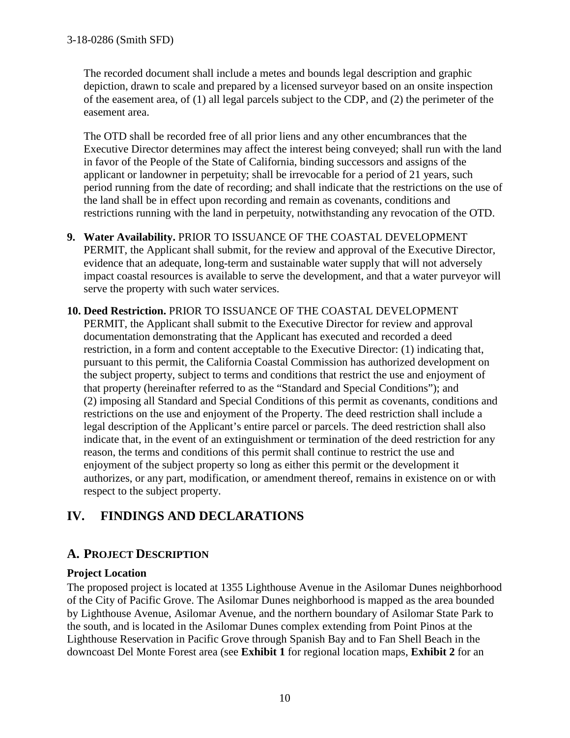The recorded document shall include a metes and bounds legal description and graphic depiction, drawn to scale and prepared by a licensed surveyor based on an onsite inspection of the easement area, of (1) all legal parcels subject to the CDP, and (2) the perimeter of the easement area.

The OTD shall be recorded free of all prior liens and any other encumbrances that the Executive Director determines may affect the interest being conveyed; shall run with the land in favor of the People of the State of California, binding successors and assigns of the applicant or landowner in perpetuity; shall be irrevocable for a period of 21 years, such period running from the date of recording; and shall indicate that the restrictions on the use of the land shall be in effect upon recording and remain as covenants, conditions and restrictions running with the land in perpetuity, notwithstanding any revocation of the OTD.

9. **Water Availability.** PRIOR TO ISSUANCE OF THE COASTAL DEVELOPMENT PERMIT, the Applicant shall submit, for the review and approval of the Executive Director, evidence that an adequate, long-term and sustainable water supply that will not adversely impact coastal resources is available to serve the development, and that a water purveyor will serve the property with such water services.

10. **Deed Restriction.** PRIOR TO ISSUANCE OF THE COASTAL DEVELOPMENT PERMIT, the Applicant shall submit to the Executive Director for review and approval documentation demonstrating that the Applicant has executed and recorded a deed restriction, in a form and content acceptable to the Executive Director: (1) indicating that, pursuant to this permit, the California Coastal Commission has authorized development on the subject property, subject to terms and conditions that restrict the use and enjoyment of that property (hereinafter referred to as the "Standard and Special Conditions"); and (2) imposing all Standard and Special Conditions of this permit as covenants, conditions and restrictions on the use and enjoyment of the Property. The deed restriction shall include a legal description of the Applicant's entire parcel or parcels. The deed restriction shall also indicate that, in the event of an extinguishment or termination of the deed restriction for any reason, the terms and conditions of this permit shall continue to restrict the use and enjoyment of the subject property so long as either this permit or the development it authorizes, or any part, modification, or amendment thereof, remains in existence on or with respect to the subject property.

# IV. FINDINGS AND DECLARATIONS

## A. PROJECT DESCRIPTION

### Project Location

The proposed project is located at 1355 Lighthouse Avenue in the Asilomar Dunes neighborhood of the City of Pacific Grove. The Asilomar Dunes neighborhood is mapped as the area bounded by Lighthouse Avenue, Asilomar Avenue, and the northern boundary of Asilomar State Park to the south, and is located in the Asilomar Dunes complex extending from Point Pinos at the Lighthouse Reservation in Pacific Grove through Spanish Bay and to Fan Shell Beach in the downcoast Del Monte Forest area (see **Exhibit 1** for regional location maps, **Exhibit 2** for an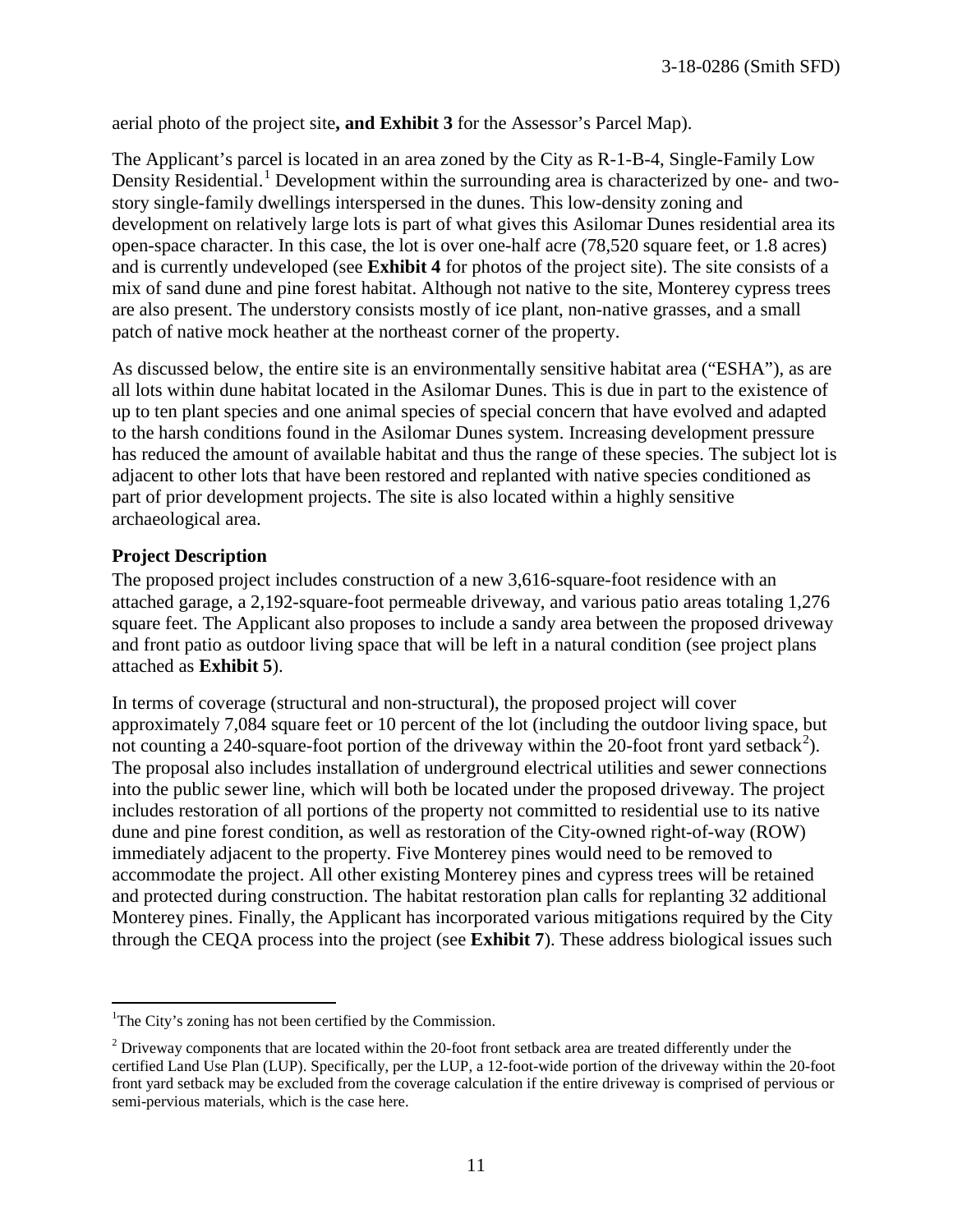aerial photo of the project site**, and Exhibit 3** for the Assessor's Parcel Map).

The Applicant's parcel is located in an area zoned by the City as R-1-B-4, Single-Family Low Density Residential.[1] Development within the surrounding area is characterized by one- and two-story single-family dwellings interspersed in the dunes. This low-density zoning and development on relatively large lots is part of what gives this Asilomar Dunes residential area its open-space character. In this case, the lot is over one-half acre (78,520 square feet, or 1.8 acres) and is currently undeveloped (see **Exhibit 4** for photos of the project site). The site consists of a mix of sand dune and pine forest habitat. Although not native to the site, Monterey cypress trees are also present. The understory consists mostly of ice plant, non-native grasses, and a small patch of native mock heather at the northeast corner of the property.

As discussed below, the entire site is an environmentally sensitive habitat area ("ESHA"), as are all lots within dune habitat located in the Asilomar Dunes. This is due in part to the existence of up to ten plant species and one animal species of special concern that have evolved and adapted to the harsh conditions found in the Asilomar Dunes system. Increasing development pressure has reduced the amount of available habitat and thus the range of these species. The subject lot is adjacent to other lots that have been restored and replanted with native species conditioned as part of prior development projects. The site is also located within a highly sensitive archaeological area.

**Project Description**

The proposed project includes construction of a new 3,616-square-foot residence with an attached garage, a 2,192-square-foot permeable driveway, and various patio areas totaling 1,276 square feet. The Applicant also proposes to include a sandy area between the proposed driveway and front patio as outdoor living space that will be left in a natural condition (see project plans attached as **Exhibit 5**).

In terms of coverage (structural and non-structural), the proposed project will cover approximately 7,084 square feet or 10 percent of the lot (including the outdoor living space, but not counting a 240-square-foot portion of the driveway within the 20-foot front yard setback[2]). The proposal also includes installation of underground electrical utilities and sewer connections into the public sewer line, which will both be located under the proposed driveway. The project includes restoration of all portions of the property not committed to residential use to its native dune and pine forest condition, as well as restoration of the City-owned right-of-way (ROW) immediately adjacent to the property. Five Monterey pines would need to be removed to accommodate the project. All other existing Monterey pines and cypress trees will be retained and protected during construction. The habitat restoration plan calls for replanting 32 additional Monterey pines. Finally, the Applicant has incorporated various mitigations required by the City through the CEQA process into the project (see **Exhibit 7**). These address biological issues such

---

[1] The City's zoning has not been certified by the Commission.

[2] Driveway components that are located within the 20-foot front setback area are treated differently under the certified Land Use Plan (LUP). Specifically, per the LUP, a 12-foot-wide portion of the driveway within the 20-foot front yard setback may be excluded from the coverage calculation if the entire driveway is comprised of pervious or semi-pervious materials, which is the case here.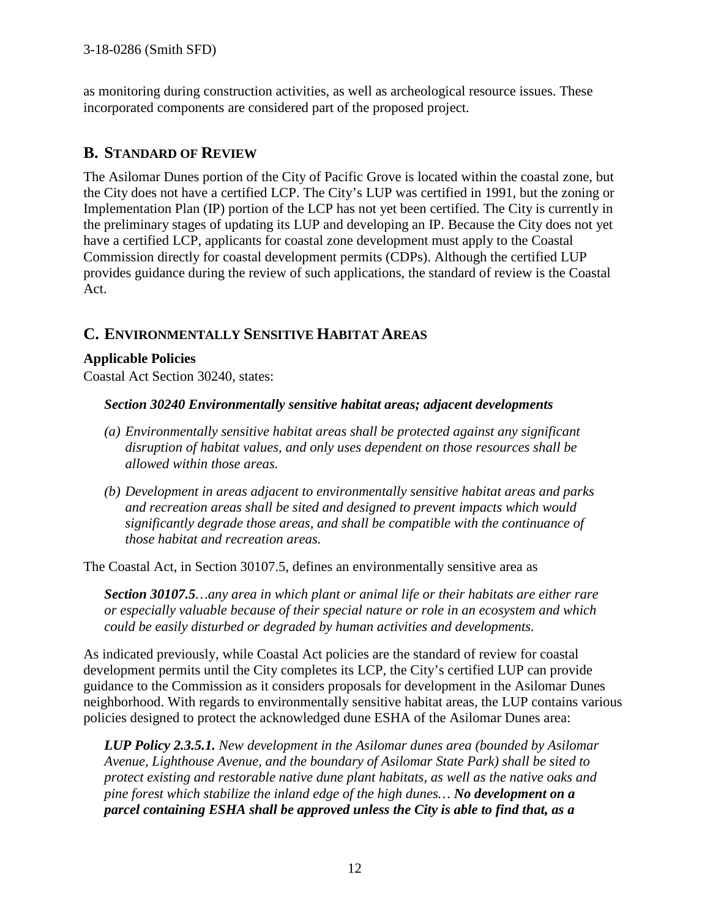as monitoring during construction activities, as well as archeological resource issues. These incorporated components are considered part of the proposed project.

## B. Standard of Review

The Asilomar Dunes portion of the City of Pacific Grove is located within the coastal zone, but the City does not have a certified LCP. The City's LUP was certified in 1991, but the zoning or Implementation Plan (IP) portion of the LCP has not yet been certified. The City is currently in the preliminary stages of updating its LUP and developing an IP. Because the City does not yet have a certified LCP, applicants for coastal zone development must apply to the Coastal Commission directly for coastal development permits (CDPs). Although the certified LUP provides guidance during the review of such applications, the standard of review is the Coastal Act.

## C. Environmentally Sensitive Habitat Areas

### Applicable Policies

Coastal Act Section 30240, states:

> ***Section 30240 Environmentally sensitive habitat areas; adjacent developments***
>
> *(a) Environmentally sensitive habitat areas shall be protected against any significant disruption of habitat values, and only uses dependent on those resources shall be allowed within those areas.*
>
> *(b) Development in areas adjacent to environmentally sensitive habitat areas and parks and recreation areas shall be sited and designed to prevent impacts which would significantly degrade those areas, and shall be compatible with the continuance of those habitat and recreation areas.*

The Coastal Act, in Section 30107.5, defines an environmentally sensitive area as

> ***Section 30107.5****…any area in which plant or animal life or their habitats are either rare or especially valuable because of their special nature or role in an ecosystem and which could be easily disturbed or degraded by human activities and developments.*

As indicated previously, while Coastal Act policies are the standard of review for coastal development permits until the City completes its LCP, the City's certified LUP can provide guidance to the Commission as it considers proposals for development in the Asilomar Dunes neighborhood. With regards to environmentally sensitive habitat areas, the LUP contains various policies designed to protect the acknowledged dune ESHA of the Asilomar Dunes area:

> ***LUP Policy 2.3.5.1.*** *New development in the Asilomar dunes area (bounded by Asilomar Avenue, Lighthouse Avenue, and the boundary of Asilomar State Park) shall be sited to protect existing and restorable native dune plant habitats, as well as the native oaks and pine forest which stabilize the inland edge of the high dunes…* ***No development on a parcel containing ESHA shall be approved unless the City is able to find that, as a***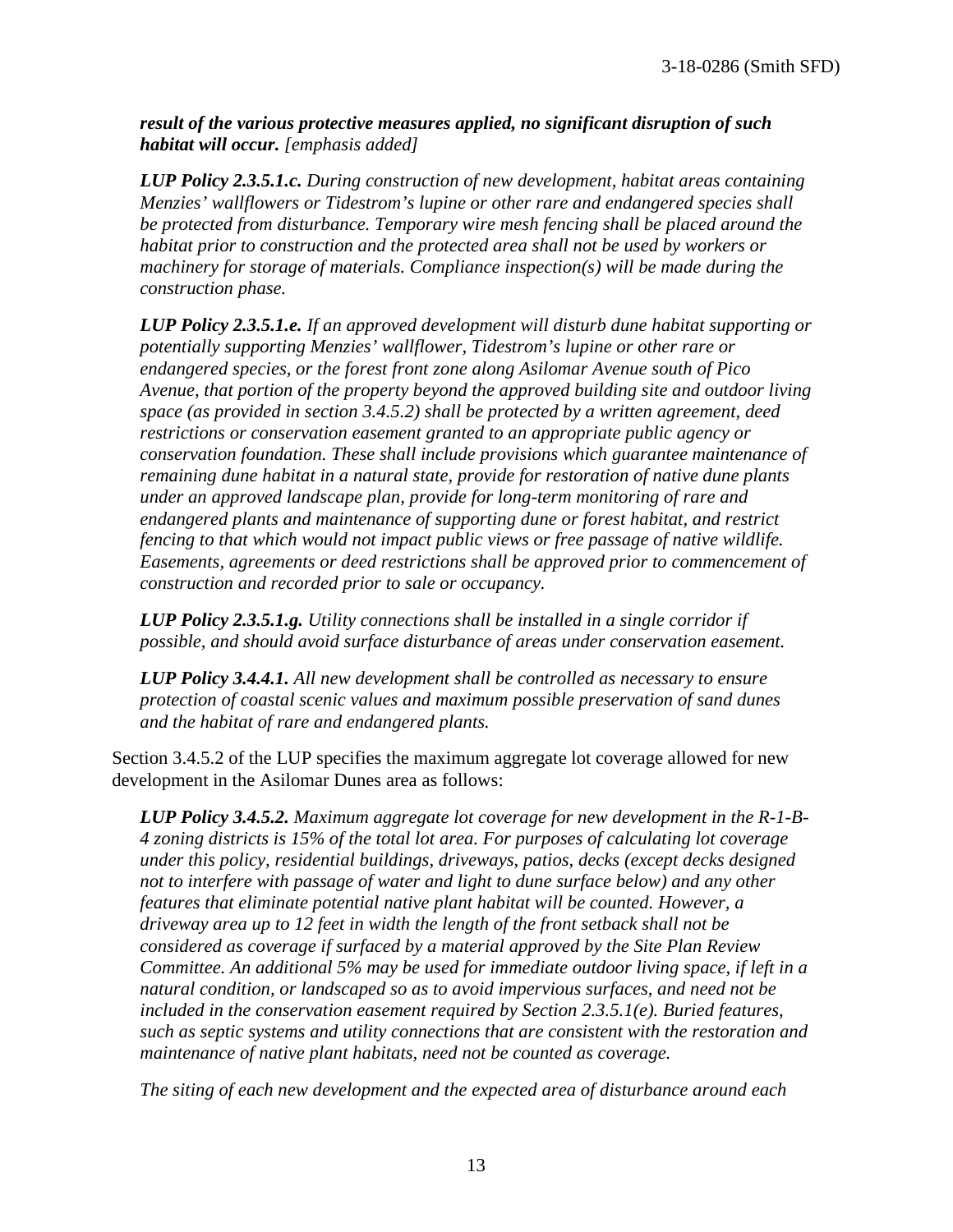***result of the various protective measures applied, no significant disruption of such habitat will occur.*** *[emphasis added]*

***LUP Policy 2.3.5.1.c.*** *During construction of new development, habitat areas containing Menzies' wallflowers or Tidestrom's lupine or other rare and endangered species shall be protected from disturbance. Temporary wire mesh fencing shall be placed around the habitat prior to construction and the protected area shall not be used by workers or machinery for storage of materials. Compliance inspection(s) will be made during the construction phase.*

***LUP Policy 2.3.5.1.e.*** *If an approved development will disturb dune habitat supporting or potentially supporting Menzies' wallflower, Tidestrom's lupine or other rare or endangered species, or the forest front zone along Asilomar Avenue south of Pico Avenue, that portion of the property beyond the approved building site and outdoor living space (as provided in section 3.4.5.2) shall be protected by a written agreement, deed restrictions or conservation easement granted to an appropriate public agency or conservation foundation. These shall include provisions which guarantee maintenance of remaining dune habitat in a natural state, provide for restoration of native dune plants under an approved landscape plan, provide for long-term monitoring of rare and endangered plants and maintenance of supporting dune or forest habitat, and restrict fencing to that which would not impact public views or free passage of native wildlife. Easements, agreements or deed restrictions shall be approved prior to commencement of construction and recorded prior to sale or occupancy.*

***LUP Policy 2.3.5.1.g.*** *Utility connections shall be installed in a single corridor if possible, and should avoid surface disturbance of areas under conservation easement.*

***LUP Policy 3.4.4.1.*** *All new development shall be controlled as necessary to ensure protection of coastal scenic values and maximum possible preservation of sand dunes and the habitat of rare and endangered plants.*

Section 3.4.5.2 of the LUP specifies the maximum aggregate lot coverage allowed for new development in the Asilomar Dunes area as follows:

***LUP Policy 3.4.5.2.*** *Maximum aggregate lot coverage for new development in the R-1-B-4 zoning districts is 15% of the total lot area. For purposes of calculating lot coverage under this policy, residential buildings, driveways, patios, decks (except decks designed not to interfere with passage of water and light to dune surface below) and any other features that eliminate potential native plant habitat will be counted. However, a driveway area up to 12 feet in width the length of the front setback shall not be considered as coverage if surfaced by a material approved by the Site Plan Review Committee. An additional 5% may be used for immediate outdoor living space, if left in a natural condition, or landscaped so as to avoid impervious surfaces, and need not be included in the conservation easement required by Section 2.3.5.1(e). Buried features, such as septic systems and utility connections that are consistent with the restoration and maintenance of native plant habitats, need not be counted as coverage.*

*The siting of each new development and the expected area of disturbance around each*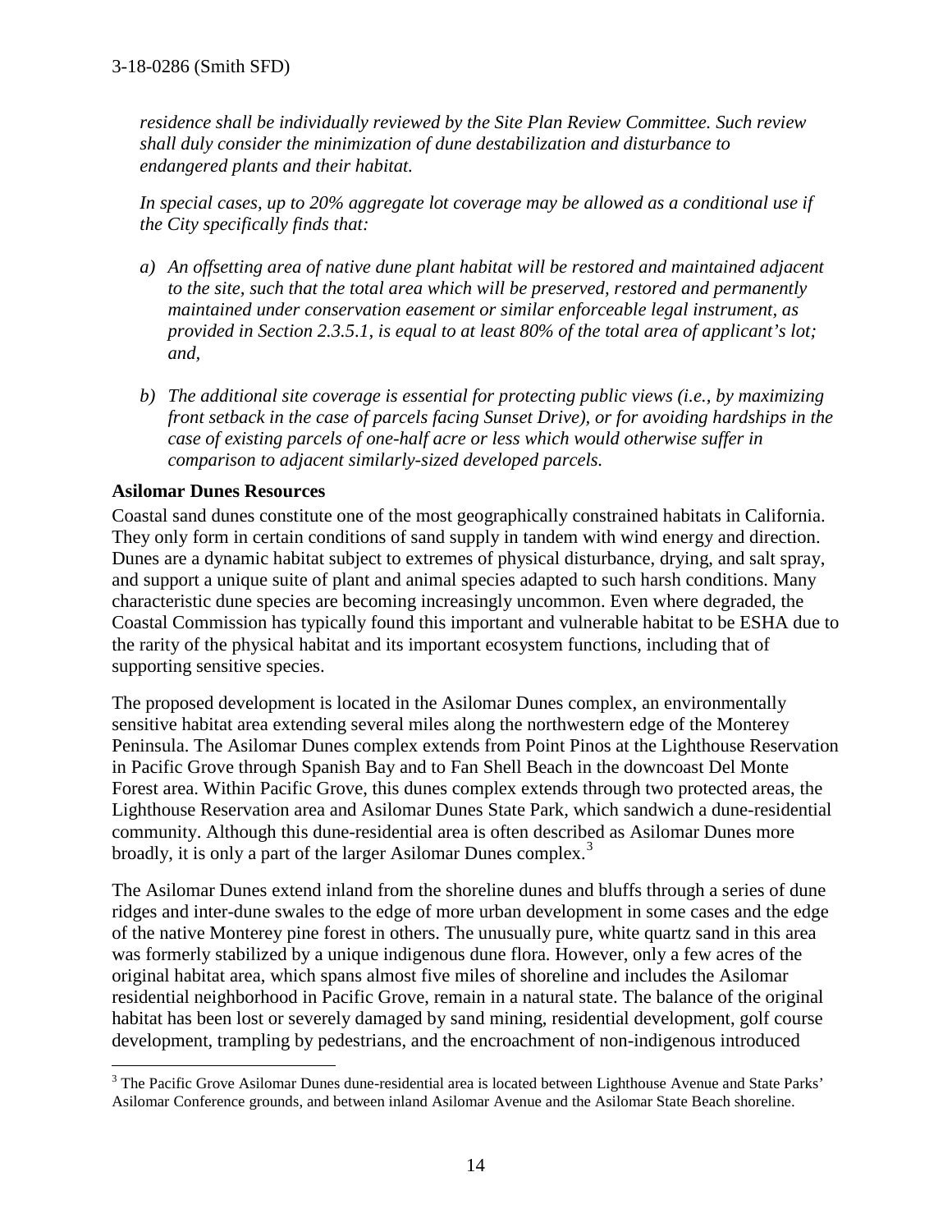*residence shall be individually reviewed by the Site Plan Review Committee. Such review shall duly consider the minimization of dune destabilization and disturbance to endangered plants and their habitat.*

*In special cases, up to 20% aggregate lot coverage may be allowed as a conditional use if the City specifically finds that:*

*a) An offsetting area of native dune plant habitat will be restored and maintained adjacent to the site, such that the total area which will be preserved, restored and permanently maintained under conservation easement or similar enforceable legal instrument, as provided in Section 2.3.5.1, is equal to at least 80% of the total area of applicant's lot; and,*

*b) The additional site coverage is essential for protecting public views (i.e., by maximizing front setback in the case of parcels facing Sunset Drive), or for avoiding hardships in the case of existing parcels of one-half acre or less which would otherwise suffer in comparison to adjacent similarly-sized developed parcels.*

**Asilomar Dunes Resources**

Coastal sand dunes constitute one of the most geographically constrained habitats in California. They only form in certain conditions of sand supply in tandem with wind energy and direction. Dunes are a dynamic habitat subject to extremes of physical disturbance, drying, and salt spray, and support a unique suite of plant and animal species adapted to such harsh conditions. Many characteristic dune species are becoming increasingly uncommon. Even where degraded, the Coastal Commission has typically found this important and vulnerable habitat to be ESHA due to the rarity of the physical habitat and its important ecosystem functions, including that of supporting sensitive species.

The proposed development is located in the Asilomar Dunes complex, an environmentally sensitive habitat area extending several miles along the northwestern edge of the Monterey Peninsula. The Asilomar Dunes complex extends from Point Pinos at the Lighthouse Reservation in Pacific Grove through Spanish Bay and to Fan Shell Beach in the downcoast Del Monte Forest area. Within Pacific Grove, this dunes complex extends through two protected areas, the Lighthouse Reservation area and Asilomar Dunes State Park, which sandwich a dune-residential community. Although this dune-residential area is often described as Asilomar Dunes more broadly, it is only a part of the larger Asilomar Dunes complex.[3]

The Asilomar Dunes extend inland from the shoreline dunes and bluffs through a series of dune ridges and inter-dune swales to the edge of more urban development in some cases and the edge of the native Monterey pine forest in others. The unusually pure, white quartz sand in this area was formerly stabilized by a unique indigenous dune flora. However, only a few acres of the original habitat area, which spans almost five miles of shoreline and includes the Asilomar residential neighborhood in Pacific Grove, remain in a natural state. The balance of the original habitat has been lost or severely damaged by sand mining, residential development, golf course development, trampling by pedestrians, and the encroachment of non-indigenous introduced

[3] The Pacific Grove Asilomar Dunes dune-residential area is located between Lighthouse Avenue and State Parks' Asilomar Conference grounds, and between inland Asilomar Avenue and the Asilomar State Beach shoreline.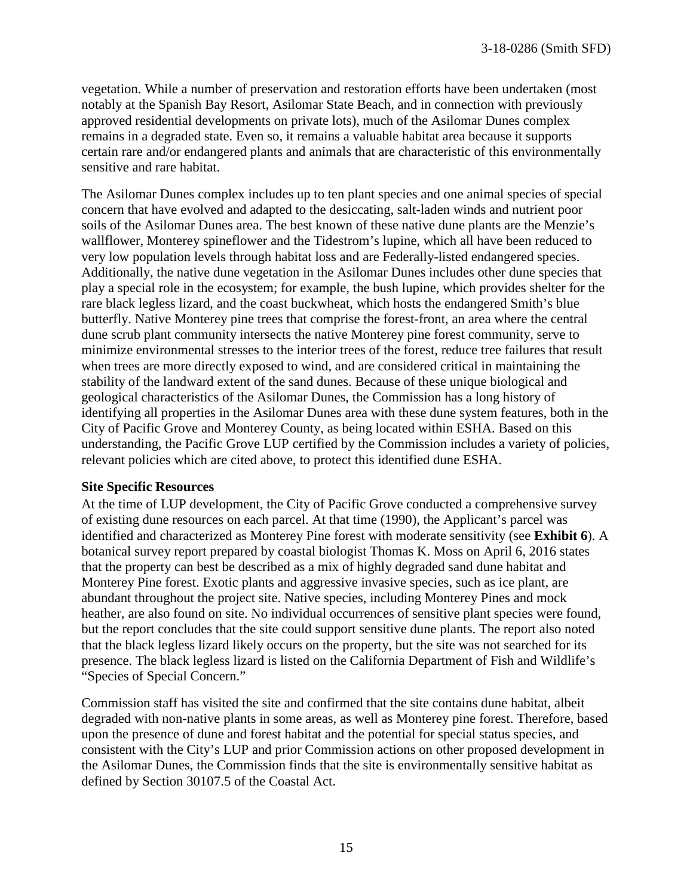vegetation. While a number of preservation and restoration efforts have been undertaken (most notably at the Spanish Bay Resort, Asilomar State Beach, and in connection with previously approved residential developments on private lots), much of the Asilomar Dunes complex remains in a degraded state. Even so, it remains a valuable habitat area because it supports certain rare and/or endangered plants and animals that are characteristic of this environmentally sensitive and rare habitat.

The Asilomar Dunes complex includes up to ten plant species and one animal species of special concern that have evolved and adapted to the desiccating, salt-laden winds and nutrient poor soils of the Asilomar Dunes area. The best known of these native dune plants are the Menzie's wallflower, Monterey spineflower and the Tidestrom's lupine, which all have been reduced to very low population levels through habitat loss and are Federally-listed endangered species. Additionally, the native dune vegetation in the Asilomar Dunes includes other dune species that play a special role in the ecosystem; for example, the bush lupine, which provides shelter for the rare black legless lizard, and the coast buckwheat, which hosts the endangered Smith's blue butterfly. Native Monterey pine trees that comprise the forest-front, an area where the central dune scrub plant community intersects the native Monterey pine forest community, serve to minimize environmental stresses to the interior trees of the forest, reduce tree failures that result when trees are more directly exposed to wind, and are considered critical in maintaining the stability of the landward extent of the sand dunes. Because of these unique biological and geological characteristics of the Asilomar Dunes, the Commission has a long history of identifying all properties in the Asilomar Dunes area with these dune system features, both in the City of Pacific Grove and Monterey County, as being located within ESHA. Based on this understanding, the Pacific Grove LUP certified by the Commission includes a variety of policies, relevant policies which are cited above, to protect this identified dune ESHA.

**Site Specific Resources**

At the time of LUP development, the City of Pacific Grove conducted a comprehensive survey of existing dune resources on each parcel. At that time (1990), the Applicant's parcel was identified and characterized as Monterey Pine forest with moderate sensitivity (see **Exhibit 6**). A botanical survey report prepared by coastal biologist Thomas K. Moss on April 6, 2016 states that the property can best be described as a mix of highly degraded sand dune habitat and Monterey Pine forest. Exotic plants and aggressive invasive species, such as ice plant, are abundant throughout the project site. Native species, including Monterey Pines and mock heather, are also found on site. No individual occurrences of sensitive plant species were found, but the report concludes that the site could support sensitive dune plants. The report also noted that the black legless lizard likely occurs on the property, but the site was not searched for its presence. The black legless lizard is listed on the California Department of Fish and Wildlife's "Species of Special Concern."

Commission staff has visited the site and confirmed that the site contains dune habitat, albeit degraded with non-native plants in some areas, as well as Monterey pine forest. Therefore, based upon the presence of dune and forest habitat and the potential for special status species, and consistent with the City's LUP and prior Commission actions on other proposed development in the Asilomar Dunes, the Commission finds that the site is environmentally sensitive habitat as defined by Section 30107.5 of the Coastal Act.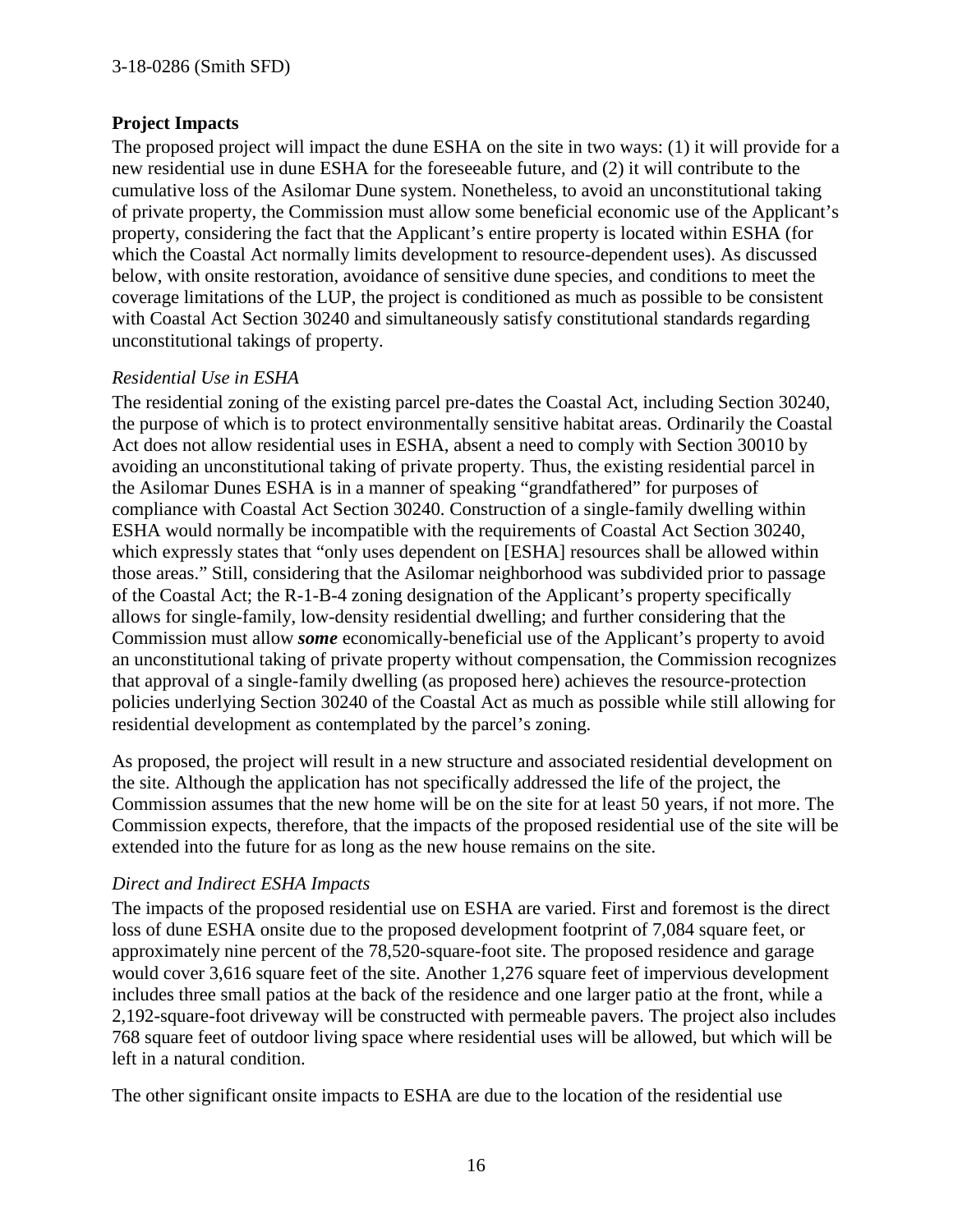### Project Impacts

The proposed project will impact the dune ESHA on the site in two ways: (1) it will provide for a new residential use in dune ESHA for the foreseeable future, and (2) it will contribute to the cumulative loss of the Asilomar Dune system. Nonetheless, to avoid an unconstitutional taking of private property, the Commission must allow some beneficial economic use of the Applicant's property, considering the fact that the Applicant's entire property is located within ESHA (for which the Coastal Act normally limits development to resource-dependent uses). As discussed below, with onsite restoration, avoidance of sensitive dune species, and conditions to meet the coverage limitations of the LUP, the project is conditioned as much as possible to be consistent with Coastal Act Section 30240 and simultaneously satisfy constitutional standards regarding unconstitutional takings of property.

*Residential Use in ESHA*

The residential zoning of the existing parcel pre-dates the Coastal Act, including Section 30240, the purpose of which is to protect environmentally sensitive habitat areas. Ordinarily the Coastal Act does not allow residential uses in ESHA, absent a need to comply with Section 30010 by avoiding an unconstitutional taking of private property. Thus, the existing residential parcel in the Asilomar Dunes ESHA is in a manner of speaking "grandfathered" for purposes of compliance with Coastal Act Section 30240. Construction of a single-family dwelling within ESHA would normally be incompatible with the requirements of Coastal Act Section 30240, which expressly states that "only uses dependent on [ESHA] resources shall be allowed within those areas." Still, considering that the Asilomar neighborhood was subdivided prior to passage of the Coastal Act; the R-1-B-4 zoning designation of the Applicant's property specifically allows for single-family, low-density residential dwelling; and further considering that the Commission must allow ***some*** economically-beneficial use of the Applicant's property to avoid an unconstitutional taking of private property without compensation, the Commission recognizes that approval of a single-family dwelling (as proposed here) achieves the resource-protection policies underlying Section 30240 of the Coastal Act as much as possible while still allowing for residential development as contemplated by the parcel's zoning.

As proposed, the project will result in a new structure and associated residential development on the site. Although the application has not specifically addressed the life of the project, the Commission assumes that the new home will be on the site for at least 50 years, if not more. The Commission expects, therefore, that the impacts of the proposed residential use of the site will be extended into the future for as long as the new house remains on the site.

*Direct and Indirect ESHA Impacts*

The impacts of the proposed residential use on ESHA are varied. First and foremost is the direct loss of dune ESHA onsite due to the proposed development footprint of 7,084 square feet, or approximately nine percent of the 78,520-square-foot site. The proposed residence and garage would cover 3,616 square feet of the site. Another 1,276 square feet of impervious development includes three small patios at the back of the residence and one larger patio at the front, while a 2,192-square-foot driveway will be constructed with permeable pavers. The project also includes 768 square feet of outdoor living space where residential uses will be allowed, but which will be left in a natural condition.

The other significant onsite impacts to ESHA are due to the location of the residential use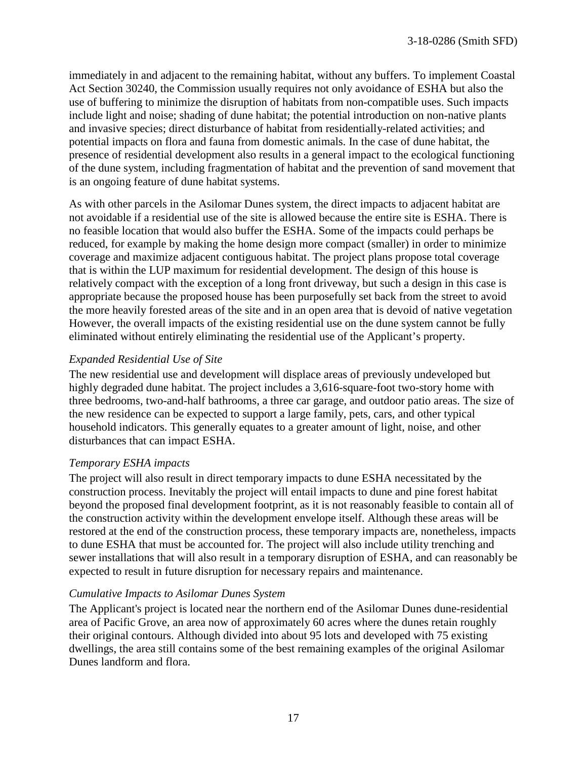immediately in and adjacent to the remaining habitat, without any buffers. To implement Coastal Act Section 30240, the Commission usually requires not only avoidance of ESHA but also the use of buffering to minimize the disruption of habitats from non-compatible uses. Such impacts include light and noise; shading of dune habitat; the potential introduction on non-native plants and invasive species; direct disturbance of habitat from residentially-related activities; and potential impacts on flora and fauna from domestic animals. In the case of dune habitat, the presence of residential development also results in a general impact to the ecological functioning of the dune system, including fragmentation of habitat and the prevention of sand movement that is an ongoing feature of dune habitat systems.

As with other parcels in the Asilomar Dunes system, the direct impacts to adjacent habitat are not avoidable if a residential use of the site is allowed because the entire site is ESHA. There is no feasible location that would also buffer the ESHA. Some of the impacts could perhaps be reduced, for example by making the home design more compact (smaller) in order to minimize coverage and maximize adjacent contiguous habitat. The project plans propose total coverage that is within the LUP maximum for residential development. The design of this house is relatively compact with the exception of a long front driveway, but such a design in this case is appropriate because the proposed house has been purposefully set back from the street to avoid the more heavily forested areas of the site and in an open area that is devoid of native vegetation However, the overall impacts of the existing residential use on the dune system cannot be fully eliminated without entirely eliminating the residential use of the Applicant's property.

*Expanded Residential Use of Site*

The new residential use and development will displace areas of previously undeveloped but highly degraded dune habitat. The project includes a 3,616-square-foot two-story home with three bedrooms, two-and-half bathrooms, a three car garage, and outdoor patio areas. The size of the new residence can be expected to support a large family, pets, cars, and other typical household indicators. This generally equates to a greater amount of light, noise, and other disturbances that can impact ESHA.

*Temporary ESHA impacts*

The project will also result in direct temporary impacts to dune ESHA necessitated by the construction process. Inevitably the project will entail impacts to dune and pine forest habitat beyond the proposed final development footprint, as it is not reasonably feasible to contain all of the construction activity within the development envelope itself. Although these areas will be restored at the end of the construction process, these temporary impacts are, nonetheless, impacts to dune ESHA that must be accounted for. The project will also include utility trenching and sewer installations that will also result in a temporary disruption of ESHA, and can reasonably be expected to result in future disruption for necessary repairs and maintenance.

*Cumulative Impacts to Asilomar Dunes System*

The Applicant's project is located near the northern end of the Asilomar Dunes dune-residential area of Pacific Grove, an area now of approximately 60 acres where the dunes retain roughly their original contours. Although divided into about 95 lots and developed with 75 existing dwellings, the area still contains some of the best remaining examples of the original Asilomar Dunes landform and flora.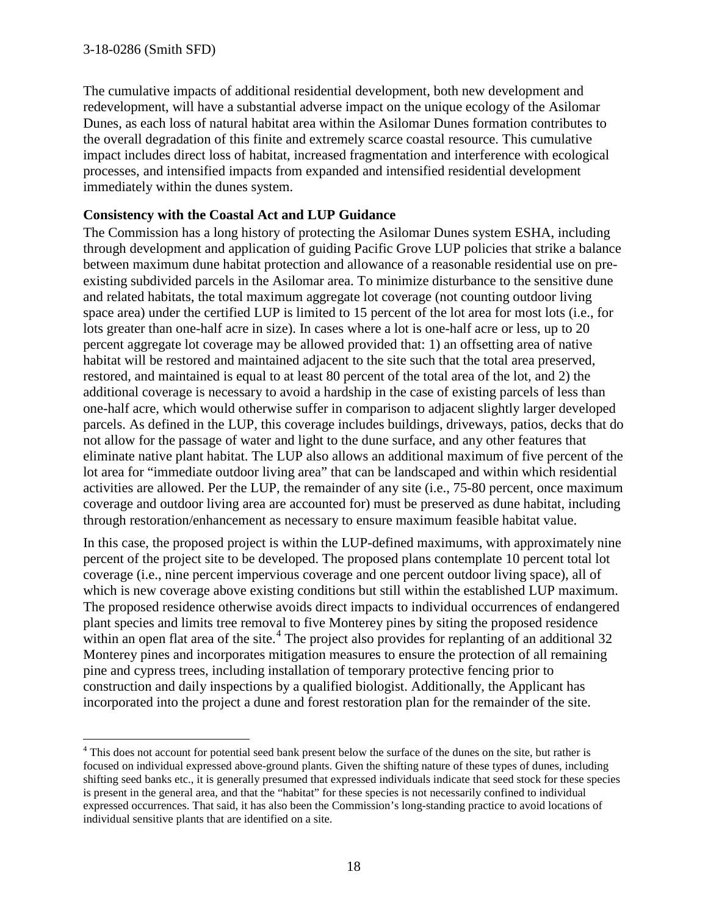The cumulative impacts of additional residential development, both new development and redevelopment, will have a substantial adverse impact on the unique ecology of the Asilomar Dunes, as each loss of natural habitat area within the Asilomar Dunes formation contributes to the overall degradation of this finite and extremely scarce coastal resource. This cumulative impact includes direct loss of habitat, increased fragmentation and interference with ecological processes, and intensified impacts from expanded and intensified residential development immediately within the dunes system.

**Consistency with the Coastal Act and LUP Guidance**

The Commission has a long history of protecting the Asilomar Dunes system ESHA, including through development and application of guiding Pacific Grove LUP policies that strike a balance between maximum dune habitat protection and allowance of a reasonable residential use on pre-existing subdivided parcels in the Asilomar area. To minimize disturbance to the sensitive dune and related habitats, the total maximum aggregate lot coverage (not counting outdoor living space area) under the certified LUP is limited to 15 percent of the lot area for most lots (i.e., for lots greater than one-half acre in size). In cases where a lot is one-half acre or less, up to 20 percent aggregate lot coverage may be allowed provided that: 1) an offsetting area of native habitat will be restored and maintained adjacent to the site such that the total area preserved, restored, and maintained is equal to at least 80 percent of the total area of the lot, and 2) the additional coverage is necessary to avoid a hardship in the case of existing parcels of less than one-half acre, which would otherwise suffer in comparison to adjacent slightly larger developed parcels. As defined in the LUP, this coverage includes buildings, driveways, patios, decks that do not allow for the passage of water and light to the dune surface, and any other features that eliminate native plant habitat. The LUP also allows an additional maximum of five percent of the lot area for "immediate outdoor living area" that can be landscaped and within which residential activities are allowed. Per the LUP, the remainder of any site (i.e., 75-80 percent, once maximum coverage and outdoor living area are accounted for) must be preserved as dune habitat, including through restoration/enhancement as necessary to ensure maximum feasible habitat value.

In this case, the proposed project is within the LUP-defined maximums, with approximately nine percent of the project site to be developed. The proposed plans contemplate 10 percent total lot coverage (i.e., nine percent impervious coverage and one percent outdoor living space), all of which is new coverage above existing conditions but still within the established LUP maximum. The proposed residence otherwise avoids direct impacts to individual occurrences of endangered plant species and limits tree removal to five Monterey pines by siting the proposed residence within an open flat area of the site.[4] The project also provides for replanting of an additional 32 Monterey pines and incorporates mitigation measures to ensure the protection of all remaining pine and cypress trees, including installation of temporary protective fencing prior to construction and daily inspections by a qualified biologist. Additionally, the Applicant has incorporated into the project a dune and forest restoration plan for the remainder of the site.

[4] This does not account for potential seed bank present below the surface of the dunes on the site, but rather is focused on individual expressed above-ground plants. Given the shifting nature of these types of dunes, including shifting seed banks etc., it is generally presumed that expressed individuals indicate that seed stock for these species is present in the general area, and that the "habitat" for these species is not necessarily confined to individual expressed occurrences. That said, it has also been the Commission's long-standing practice to avoid locations of individual sensitive plants that are identified on a site.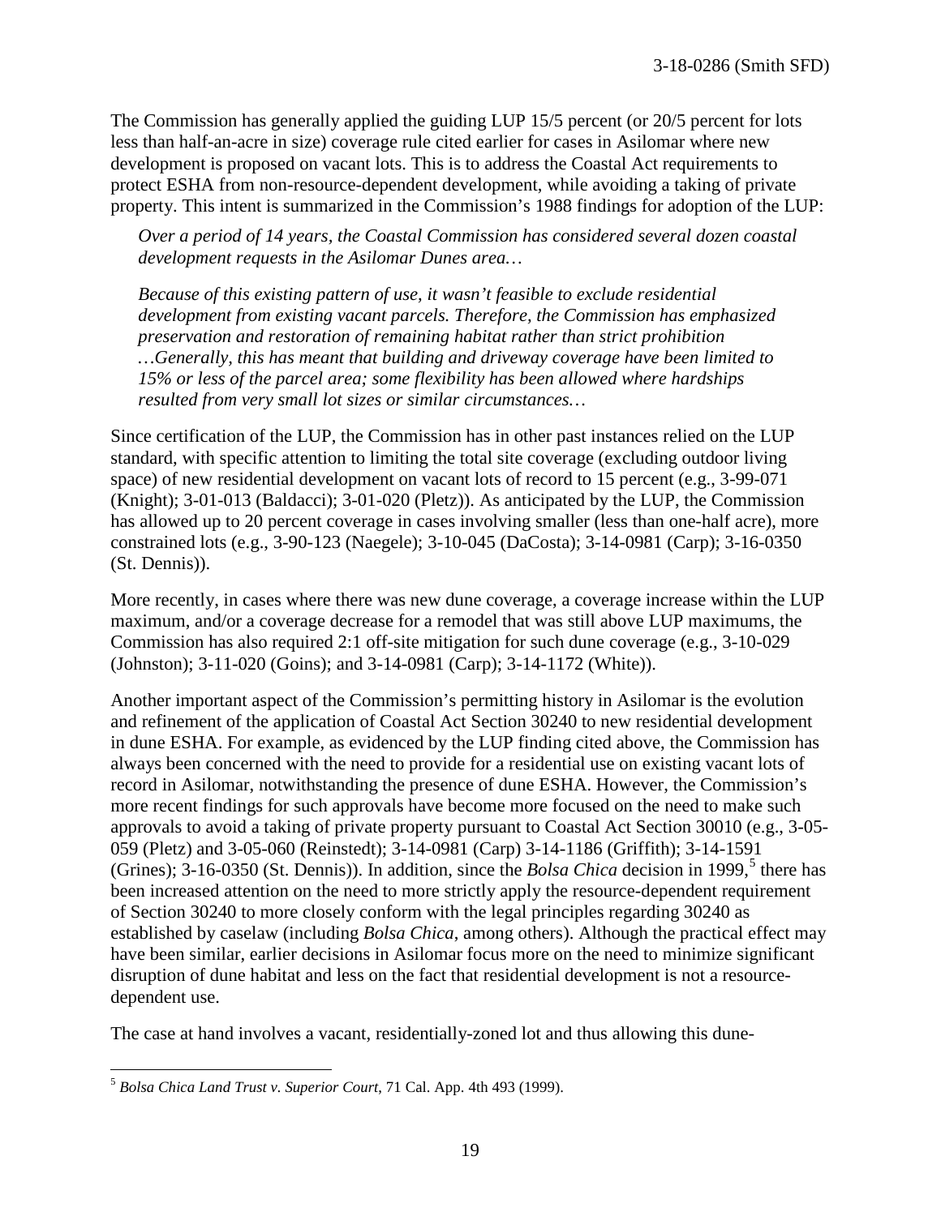The Commission has generally applied the guiding LUP 15/5 percent (or 20/5 percent for lots less than half-an-acre in size) coverage rule cited earlier for cases in Asilomar where new development is proposed on vacant lots. This is to address the Coastal Act requirements to protect ESHA from non-resource-dependent development, while avoiding a taking of private property. This intent is summarized in the Commission's 1988 findings for adoption of the LUP:

> *Over a period of 14 years, the Coastal Commission has considered several dozen coastal development requests in the Asilomar Dunes area…*
>
> *Because of this existing pattern of use, it wasn't feasible to exclude residential development from existing vacant parcels. Therefore, the Commission has emphasized preservation and restoration of remaining habitat rather than strict prohibition …Generally, this has meant that building and driveway coverage have been limited to 15% or less of the parcel area; some flexibility has been allowed where hardships resulted from very small lot sizes or similar circumstances…*

Since certification of the LUP, the Commission has in other past instances relied on the LUP standard, with specific attention to limiting the total site coverage (excluding outdoor living space) of new residential development on vacant lots of record to 15 percent (e.g., 3-99-071 (Knight); 3-01-013 (Baldacci); 3-01-020 (Pletz)). As anticipated by the LUP, the Commission has allowed up to 20 percent coverage in cases involving smaller (less than one-half acre), more constrained lots (e.g., 3-90-123 (Naegele); 3-10-045 (DaCosta); 3-14-0981 (Carp); 3-16-0350 (St. Dennis)).

More recently, in cases where there was new dune coverage, a coverage increase within the LUP maximum, and/or a coverage decrease for a remodel that was still above LUP maximums, the Commission has also required 2:1 off-site mitigation for such dune coverage (e.g., 3-10-029 (Johnston); 3-11-020 (Goins); and 3-14-0981 (Carp); 3-14-1172 (White)).

Another important aspect of the Commission's permitting history in Asilomar is the evolution and refinement of the application of Coastal Act Section 30240 to new residential development in dune ESHA. For example, as evidenced by the LUP finding cited above, the Commission has always been concerned with the need to provide for a residential use on existing vacant lots of record in Asilomar, notwithstanding the presence of dune ESHA. However, the Commission's more recent findings for such approvals have become more focused on the need to make such approvals to avoid a taking of private property pursuant to Coastal Act Section 30010 (e.g., 3-05-059 (Pletz) and 3-05-060 (Reinstedt); 3-14-0981 (Carp) 3-14-1186 (Griffith); 3-14-1591 (Grines); 3-16-0350 (St. Dennis)). In addition, since the *Bolsa Chica* decision in 1999,[5] there has been increased attention on the need to more strictly apply the resource-dependent requirement of Section 30240 to more closely conform with the legal principles regarding 30240 as established by caselaw (including *Bolsa Chica*, among others). Although the practical effect may have been similar, earlier decisions in Asilomar focus more on the need to minimize significant disruption of dune habitat and less on the fact that residential development is not a resource-dependent use.

The case at hand involves a vacant, residentially-zoned lot and thus allowing this dune-

---

[5] *Bolsa Chica Land Trust v. Superior Court*, 71 Cal. App. 4th 493 (1999).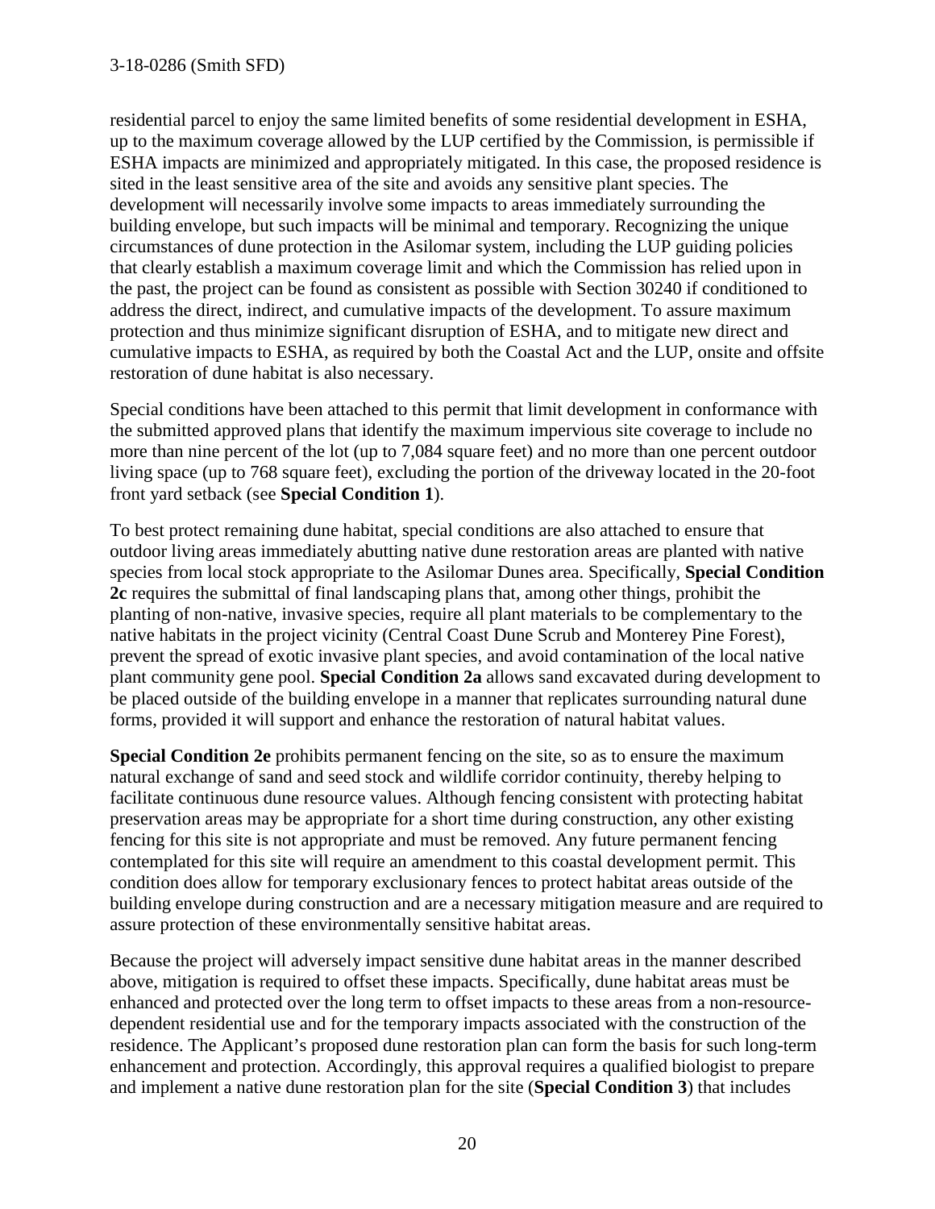residential parcel to enjoy the same limited benefits of some residential development in ESHA, up to the maximum coverage allowed by the LUP certified by the Commission, is permissible if ESHA impacts are minimized and appropriately mitigated. In this case, the proposed residence is sited in the least sensitive area of the site and avoids any sensitive plant species. The development will necessarily involve some impacts to areas immediately surrounding the building envelope, but such impacts will be minimal and temporary. Recognizing the unique circumstances of dune protection in the Asilomar system, including the LUP guiding policies that clearly establish a maximum coverage limit and which the Commission has relied upon in the past, the project can be found as consistent as possible with Section 30240 if conditioned to address the direct, indirect, and cumulative impacts of the development. To assure maximum protection and thus minimize significant disruption of ESHA, and to mitigate new direct and cumulative impacts to ESHA, as required by both the Coastal Act and the LUP, onsite and offsite restoration of dune habitat is also necessary.

Special conditions have been attached to this permit that limit development in conformance with the submitted approved plans that identify the maximum impervious site coverage to include no more than nine percent of the lot (up to 7,084 square feet) and no more than one percent outdoor living space (up to 768 square feet), excluding the portion of the driveway located in the 20-foot front yard setback (see **Special Condition 1**).

To best protect remaining dune habitat, special conditions are also attached to ensure that outdoor living areas immediately abutting native dune restoration areas are planted with native species from local stock appropriate to the Asilomar Dunes area. Specifically, **Special Condition 2c** requires the submittal of final landscaping plans that, among other things, prohibit the planting of non-native, invasive species, require all plant materials to be complementary to the native habitats in the project vicinity (Central Coast Dune Scrub and Monterey Pine Forest), prevent the spread of exotic invasive plant species, and avoid contamination of the local native plant community gene pool. **Special Condition 2a** allows sand excavated during development to be placed outside of the building envelope in a manner that replicates surrounding natural dune forms, provided it will support and enhance the restoration of natural habitat values.

**Special Condition 2e** prohibits permanent fencing on the site, so as to ensure the maximum natural exchange of sand and seed stock and wildlife corridor continuity, thereby helping to facilitate continuous dune resource values. Although fencing consistent with protecting habitat preservation areas may be appropriate for a short time during construction, any other existing fencing for this site is not appropriate and must be removed. Any future permanent fencing contemplated for this site will require an amendment to this coastal development permit. This condition does allow for temporary exclusionary fences to protect habitat areas outside of the building envelope during construction and are a necessary mitigation measure and are required to assure protection of these environmentally sensitive habitat areas.

Because the project will adversely impact sensitive dune habitat areas in the manner described above, mitigation is required to offset these impacts. Specifically, dune habitat areas must be enhanced and protected over the long term to offset impacts to these areas from a non-resource-dependent residential use and for the temporary impacts associated with the construction of the residence. The Applicant's proposed dune restoration plan can form the basis for such long-term enhancement and protection. Accordingly, this approval requires a qualified biologist to prepare and implement a native dune restoration plan for the site (**Special Condition 3**) that includes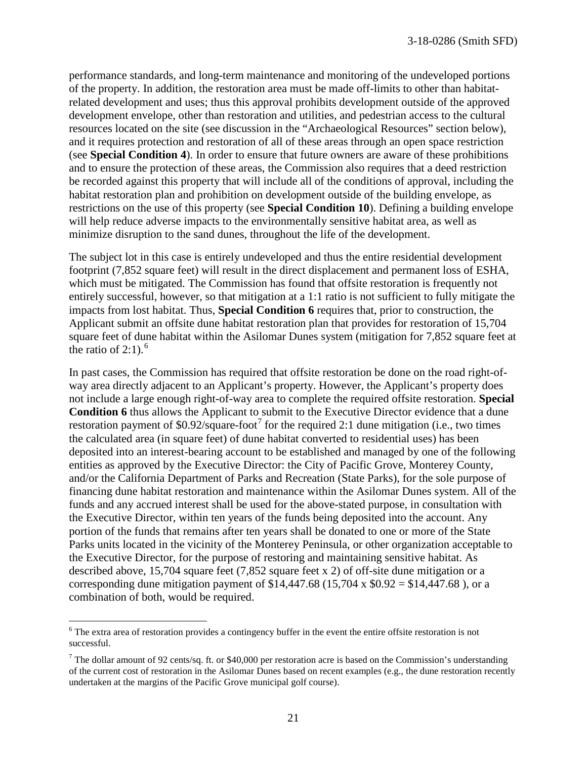performance standards, and long-term maintenance and monitoring of the undeveloped portions of the property. In addition, the restoration area must be made off-limits to other than habitat-related development and uses; thus this approval prohibits development outside of the approved development envelope, other than restoration and utilities, and pedestrian access to the cultural resources located on the site (see discussion in the "Archaeological Resources" section below), and it requires protection and restoration of all of these areas through an open space restriction (see **Special Condition 4**). In order to ensure that future owners are aware of these prohibitions and to ensure the protection of these areas, the Commission also requires that a deed restriction be recorded against this property that will include all of the conditions of approval, including the habitat restoration plan and prohibition on development outside of the building envelope, as restrictions on the use of this property (see **Special Condition 10**). Defining a building envelope will help reduce adverse impacts to the environmentally sensitive habitat area, as well as minimize disruption to the sand dunes, throughout the life of the development.

The subject lot in this case is entirely undeveloped and thus the entire residential development footprint (7,852 square feet) will result in the direct displacement and permanent loss of ESHA, which must be mitigated. The Commission has found that offsite restoration is frequently not entirely successful, however, so that mitigation at a 1:1 ratio is not sufficient to fully mitigate the impacts from lost habitat. Thus, **Special Condition 6** requires that, prior to construction, the Applicant submit an offsite dune habitat restoration plan that provides for restoration of 15,704 square feet of dune habitat within the Asilomar Dunes system (mitigation for 7,852 square feet at the ratio of 2:1).[6]

In past cases, the Commission has required that offsite restoration be done on the road right-of-way area directly adjacent to an Applicant's property. However, the Applicant's property does not include a large enough right-of-way area to complete the required offsite restoration. **Special Condition 6** thus allows the Applicant to submit to the Executive Director evidence that a dune restoration payment of $0.92/square-foot[7] for the required 2:1 dune mitigation (i.e., two times the calculated area (in square feet) of dune habitat converted to residential uses) has been deposited into an interest-bearing account to be established and managed by one of the following entities as approved by the Executive Director: the City of Pacific Grove, Monterey County, and/or the California Department of Parks and Recreation (State Parks), for the sole purpose of financing dune habitat restoration and maintenance within the Asilomar Dunes system. All of the funds and any accrued interest shall be used for the above-stated purpose, in consultation with the Executive Director, within ten years of the funds being deposited into the account. Any portion of the funds that remains after ten years shall be donated to one or more of the State Parks units located in the vicinity of the Monterey Peninsula, or other organization acceptable to the Executive Director, for the purpose of restoring and maintaining sensitive habitat. As described above, 15,704 square feet (7,852 square feet x 2) of off-site dune mitigation or a corresponding dune mitigation payment of $14,447.68 (15,704 x $0.92 = $14,447.68 ), or a combination of both, would be required.

---

[6] The extra area of restoration provides a contingency buffer in the event the entire offsite restoration is not successful.

[7] The dollar amount of 92 cents/sq. ft. or $40,000 per restoration acre is based on the Commission's understanding of the current cost of restoration in the Asilomar Dunes based on recent examples (e.g., the dune restoration recently undertaken at the margins of the Pacific Grove municipal golf course).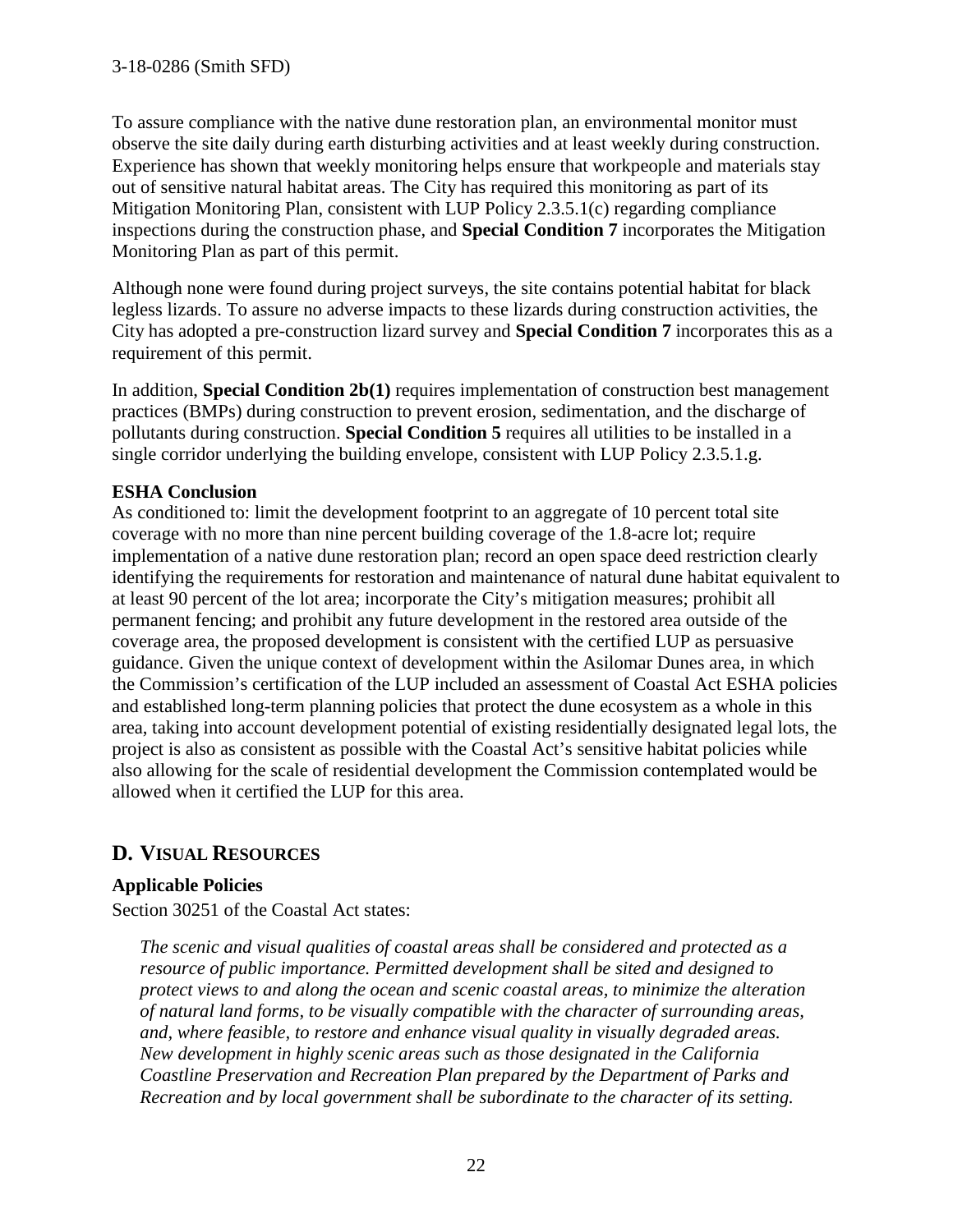To assure compliance with the native dune restoration plan, an environmental monitor must observe the site daily during earth disturbing activities and at least weekly during construction. Experience has shown that weekly monitoring helps ensure that workpeople and materials stay out of sensitive natural habitat areas. The City has required this monitoring as part of its Mitigation Monitoring Plan, consistent with LUP Policy 2.3.5.1(c) regarding compliance inspections during the construction phase, and **Special Condition 7** incorporates the Mitigation Monitoring Plan as part of this permit.

Although none were found during project surveys, the site contains potential habitat for black legless lizards. To assure no adverse impacts to these lizards during construction activities, the City has adopted a pre-construction lizard survey and **Special Condition 7** incorporates this as a requirement of this permit.

In addition, **Special Condition 2b(1)** requires implementation of construction best management practices (BMPs) during construction to prevent erosion, sedimentation, and the discharge of pollutants during construction. **Special Condition 5** requires all utilities to be installed in a single corridor underlying the building envelope, consistent with LUP Policy 2.3.5.1.g.

**ESHA Conclusion**

As conditioned to: limit the development footprint to an aggregate of 10 percent total site coverage with no more than nine percent building coverage of the 1.8-acre lot; require implementation of a native dune restoration plan; record an open space deed restriction clearly identifying the requirements for restoration and maintenance of natural dune habitat equivalent to at least 90 percent of the lot area; incorporate the City's mitigation measures; prohibit all permanent fencing; and prohibit any future development in the restored area outside of the coverage area, the proposed development is consistent with the certified LUP as persuasive guidance. Given the unique context of development within the Asilomar Dunes area, in which the Commission's certification of the LUP included an assessment of Coastal Act ESHA policies and established long-term planning policies that protect the dune ecosystem as a whole in this area, taking into account development potential of existing residentially designated legal lots, the project is also as consistent as possible with the Coastal Act's sensitive habitat policies while also allowing for the scale of residential development the Commission contemplated would be allowed when it certified the LUP for this area.

## D. VISUAL RESOURCES

**Applicable Policies**

Section 30251 of the Coastal Act states:

> *The scenic and visual qualities of coastal areas shall be considered and protected as a resource of public importance. Permitted development shall be sited and designed to protect views to and along the ocean and scenic coastal areas, to minimize the alteration of natural land forms, to be visually compatible with the character of surrounding areas, and, where feasible, to restore and enhance visual quality in visually degraded areas. New development in highly scenic areas such as those designated in the California Coastline Preservation and Recreation Plan prepared by the Department of Parks and Recreation and by local government shall be subordinate to the character of its setting.*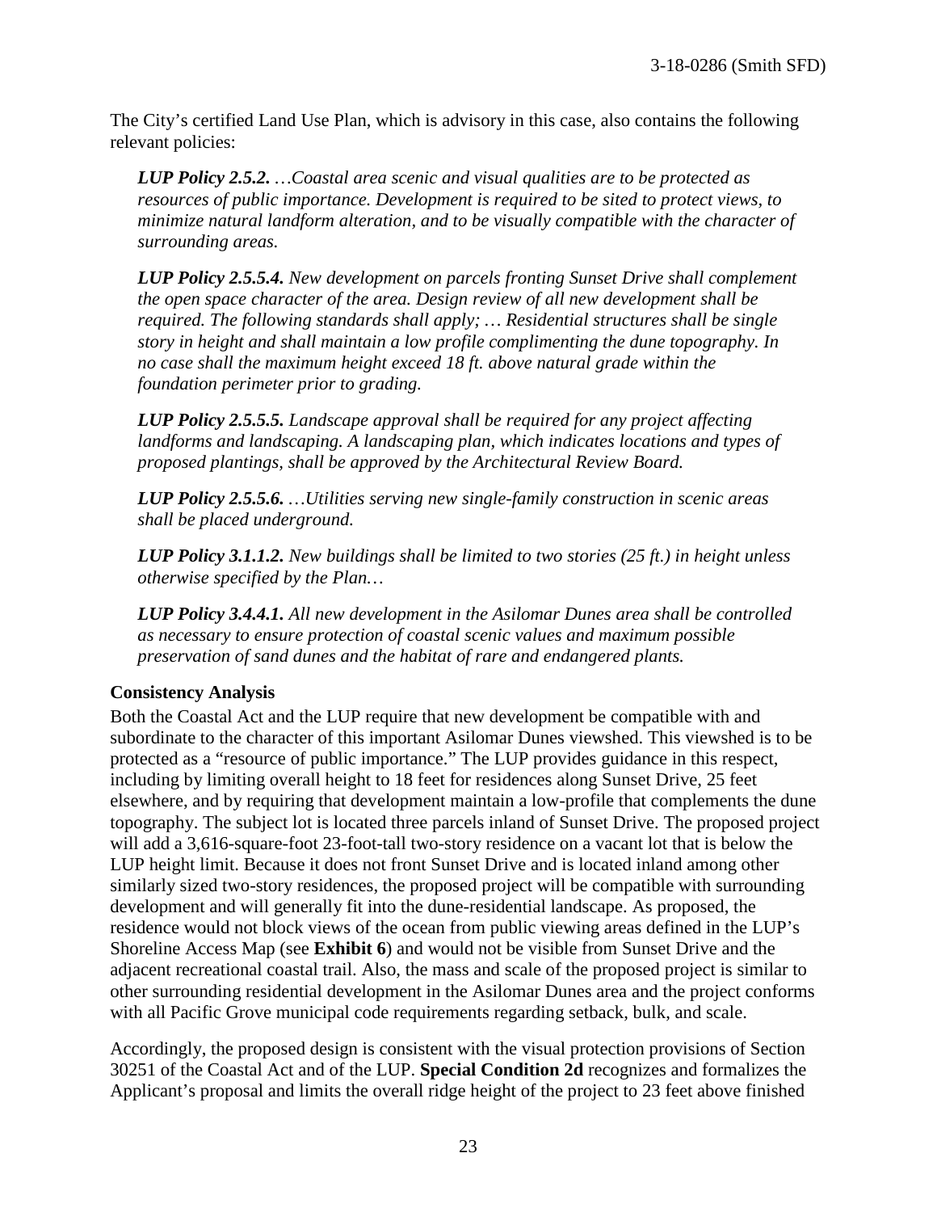The City's certified Land Use Plan, which is advisory in this case, also contains the following relevant policies:

> ***LUP Policy 2.5.2.*** *…Coastal area scenic and visual qualities are to be protected as resources of public importance. Development is required to be sited to protect views, to minimize natural landform alteration, and to be visually compatible with the character of surrounding areas.*
>
> ***LUP Policy 2.5.5.4.*** *New development on parcels fronting Sunset Drive shall complement the open space character of the area. Design review of all new development shall be required. The following standards shall apply; … Residential structures shall be single story in height and shall maintain a low profile complimenting the dune topography. In no case shall the maximum height exceed 18 ft. above natural grade within the foundation perimeter prior to grading.*
>
> ***LUP Policy 2.5.5.5.*** *Landscape approval shall be required for any project affecting landforms and landscaping. A landscaping plan, which indicates locations and types of proposed plantings, shall be approved by the Architectural Review Board.*
>
> ***LUP Policy 2.5.5.6.*** *…Utilities serving new single-family construction in scenic areas shall be placed underground.*
>
> ***LUP Policy 3.1.1.2.*** *New buildings shall be limited to two stories (25 ft.) in height unless otherwise specified by the Plan…*
>
> ***LUP Policy 3.4.4.1.*** *All new development in the Asilomar Dunes area shall be controlled as necessary to ensure protection of coastal scenic values and maximum possible preservation of sand dunes and the habitat of rare and endangered plants.*

**Consistency Analysis**

Both the Coastal Act and the LUP require that new development be compatible with and subordinate to the character of this important Asilomar Dunes viewshed. This viewshed is to be protected as a "resource of public importance." The LUP provides guidance in this respect, including by limiting overall height to 18 feet for residences along Sunset Drive, 25 feet elsewhere, and by requiring that development maintain a low-profile that complements the dune topography. The subject lot is located three parcels inland of Sunset Drive. The proposed project will add a 3,616-square-foot 23-foot-tall two-story residence on a vacant lot that is below the LUP height limit. Because it does not front Sunset Drive and is located inland among other similarly sized two-story residences, the proposed project will be compatible with surrounding development and will generally fit into the dune-residential landscape. As proposed, the residence would not block views of the ocean from public viewing areas defined in the LUP's Shoreline Access Map (see **Exhibit 6**) and would not be visible from Sunset Drive and the adjacent recreational coastal trail. Also, the mass and scale of the proposed project is similar to other surrounding residential development in the Asilomar Dunes area and the project conforms with all Pacific Grove municipal code requirements regarding setback, bulk, and scale.

Accordingly, the proposed design is consistent with the visual protection provisions of Section 30251 of the Coastal Act and of the LUP. **Special Condition 2d** recognizes and formalizes the Applicant's proposal and limits the overall ridge height of the project to 23 feet above finished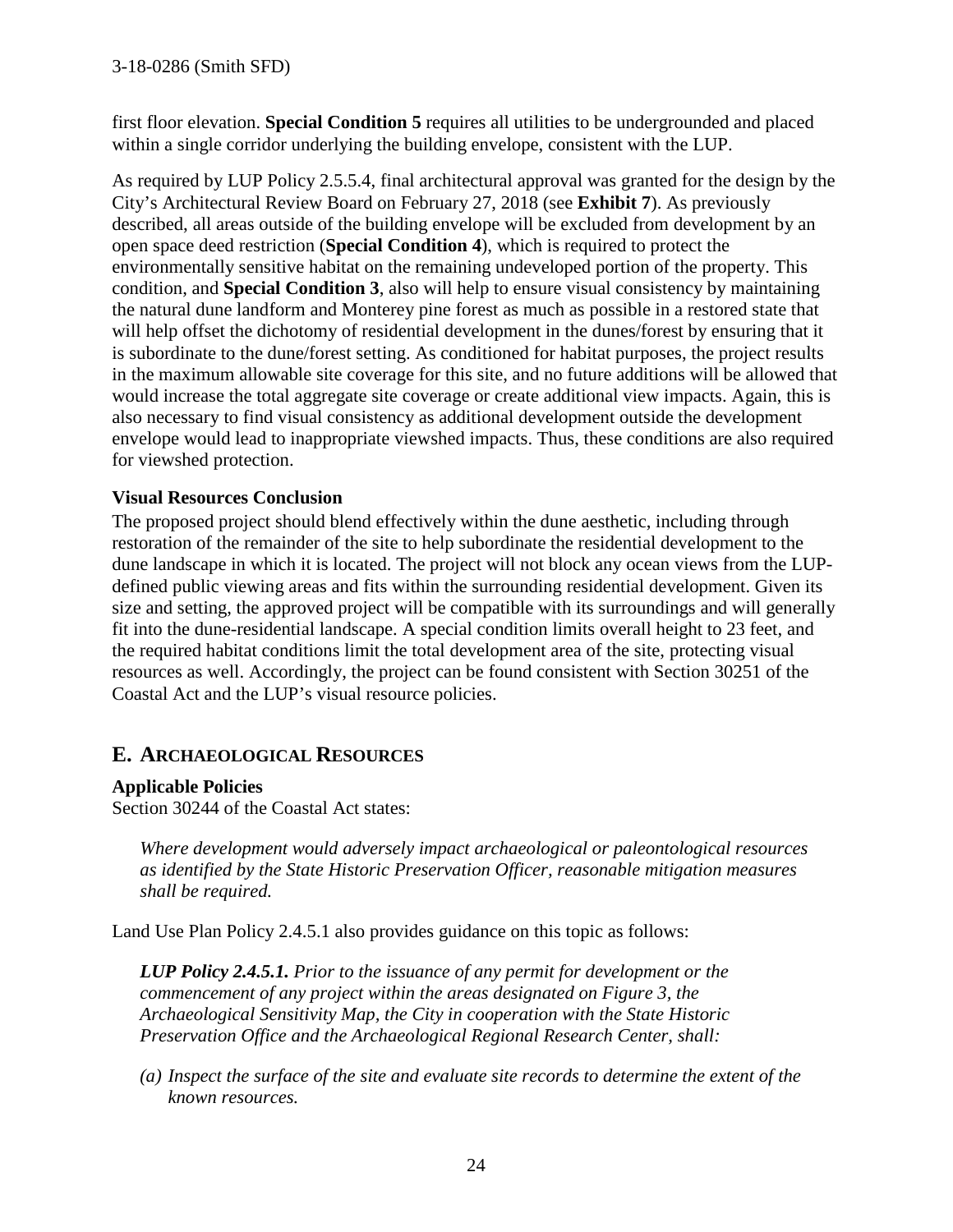first floor elevation. **Special Condition 5** requires all utilities to be undergrounded and placed within a single corridor underlying the building envelope, consistent with the LUP.

As required by LUP Policy 2.5.5.4, final architectural approval was granted for the design by the City's Architectural Review Board on February 27, 2018 (see **Exhibit 7**). As previously described, all areas outside of the building envelope will be excluded from development by an open space deed restriction (**Special Condition 4**), which is required to protect the environmentally sensitive habitat on the remaining undeveloped portion of the property. This condition, and **Special Condition 3**, also will help to ensure visual consistency by maintaining the natural dune landform and Monterey pine forest as much as possible in a restored state that will help offset the dichotomy of residential development in the dunes/forest by ensuring that it is subordinate to the dune/forest setting. As conditioned for habitat purposes, the project results in the maximum allowable site coverage for this site, and no future additions will be allowed that would increase the total aggregate site coverage or create additional view impacts. Again, this is also necessary to find visual consistency as additional development outside the development envelope would lead to inappropriate viewshed impacts. Thus, these conditions are also required for viewshed protection.

**Visual Resources Conclusion**

The proposed project should blend effectively within the dune aesthetic, including through restoration of the remainder of the site to help subordinate the residential development to the dune landscape in which it is located. The project will not block any ocean views from the LUP-defined public viewing areas and fits within the surrounding residential development. Given its size and setting, the approved project will be compatible with its surroundings and will generally fit into the dune-residential landscape. A special condition limits overall height to 23 feet, and the required habitat conditions limit the total development area of the site, protecting visual resources as well. Accordingly, the project can be found consistent with Section 30251 of the Coastal Act and the LUP's visual resource policies.

## E. ARCHAEOLOGICAL RESOURCES

**Applicable Policies**

Section 30244 of the Coastal Act states:

> *Where development would adversely impact archaeological or paleontological resources as identified by the State Historic Preservation Officer, reasonable mitigation measures shall be required.*

Land Use Plan Policy 2.4.5.1 also provides guidance on this topic as follows:

> ***LUP Policy 2.4.5.1.*** *Prior to the issuance of any permit for development or the commencement of any project within the areas designated on Figure 3, the Archaeological Sensitivity Map, the City in cooperation with the State Historic Preservation Office and the Archaeological Regional Research Center, shall:*
>
> *(a) Inspect the surface of the site and evaluate site records to determine the extent of the known resources.*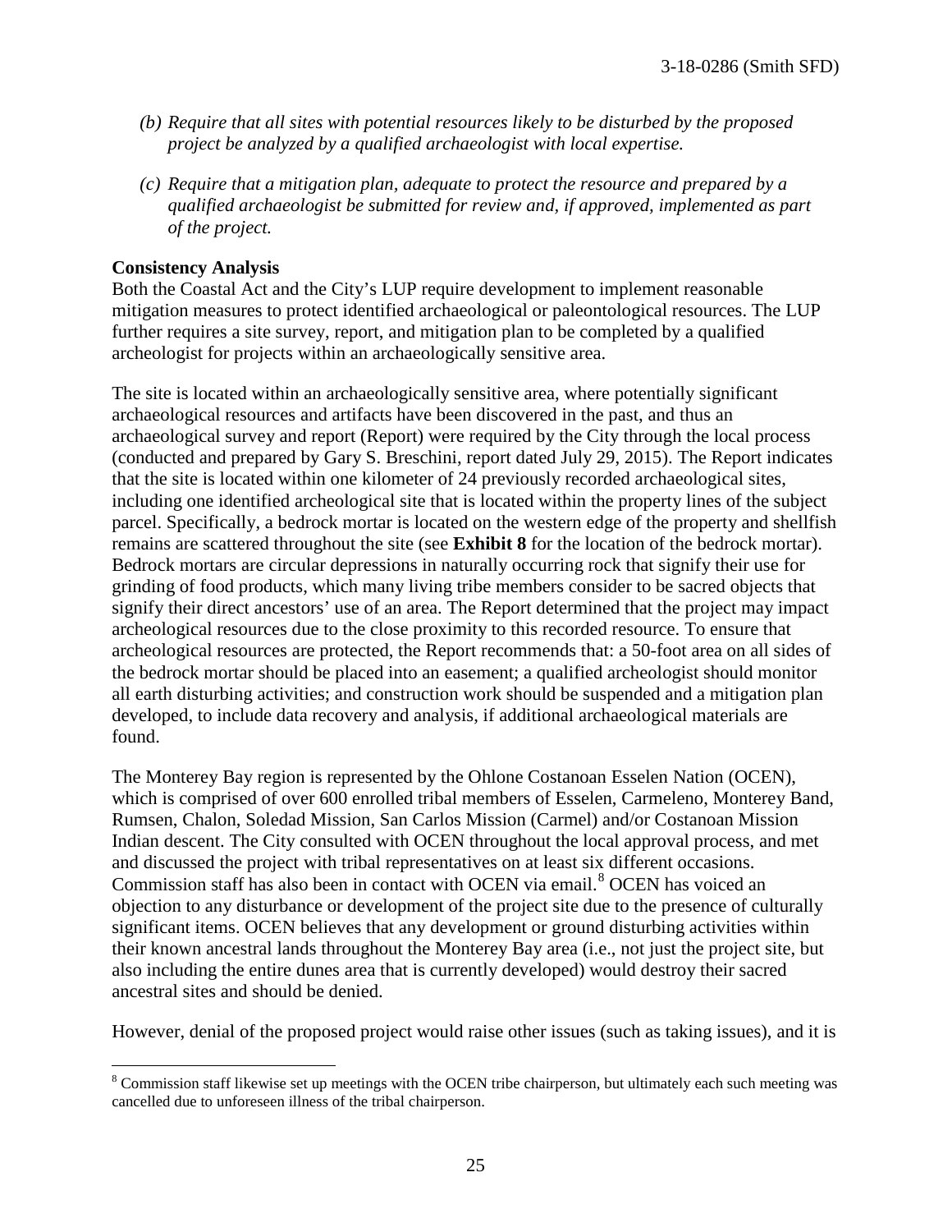*(b) Require that all sites with potential resources likely to be disturbed by the proposed project be analyzed by a qualified archaeologist with local expertise.*

*(c) Require that a mitigation plan, adequate to protect the resource and prepared by a qualified archaeologist be submitted for review and, if approved, implemented as part of the project.*

**Consistency Analysis**

Both the Coastal Act and the City's LUP require development to implement reasonable mitigation measures to protect identified archaeological or paleontological resources. The LUP further requires a site survey, report, and mitigation plan to be completed by a qualified archeologist for projects within an archaeologically sensitive area.

The site is located within an archaeologically sensitive area, where potentially significant archaeological resources and artifacts have been discovered in the past, and thus an archaeological survey and report (Report) were required by the City through the local process (conducted and prepared by Gary S. Breschini, report dated July 29, 2015). The Report indicates that the site is located within one kilometer of 24 previously recorded archaeological sites, including one identified archeological site that is located within the property lines of the subject parcel. Specifically, a bedrock mortar is located on the western edge of the property and shellfish remains are scattered throughout the site (see **Exhibit 8** for the location of the bedrock mortar). Bedrock mortars are circular depressions in naturally occurring rock that signify their use for grinding of food products, which many living tribe members consider to be sacred objects that signify their direct ancestors' use of an area. The Report determined that the project may impact archeological resources due to the close proximity to this recorded resource. To ensure that archeological resources are protected, the Report recommends that: a 50-foot area on all sides of the bedrock mortar should be placed into an easement; a qualified archeologist should monitor all earth disturbing activities; and construction work should be suspended and a mitigation plan developed, to include data recovery and analysis, if additional archaeological materials are found.

The Monterey Bay region is represented by the Ohlone Costanoan Esselen Nation (OCEN), which is comprised of over 600 enrolled tribal members of Esselen, Carmeleno, Monterey Band, Rumsen, Chalon, Soledad Mission, San Carlos Mission (Carmel) and/or Costanoan Mission Indian descent. The City consulted with OCEN throughout the local approval process, and met and discussed the project with tribal representatives on at least six different occasions. Commission staff has also been in contact with OCEN via email.[8] OCEN has voiced an objection to any disturbance or development of the project site due to the presence of culturally significant items. OCEN believes that any development or ground disturbing activities within their known ancestral lands throughout the Monterey Bay area (i.e., not just the project site, but also including the entire dunes area that is currently developed) would destroy their sacred ancestral sites and should be denied.

However, denial of the proposed project would raise other issues (such as taking issues), and it is

[8] Commission staff likewise set up meetings with the OCEN tribe chairperson, but ultimately each such meeting was cancelled due to unforeseen illness of the tribal chairperson.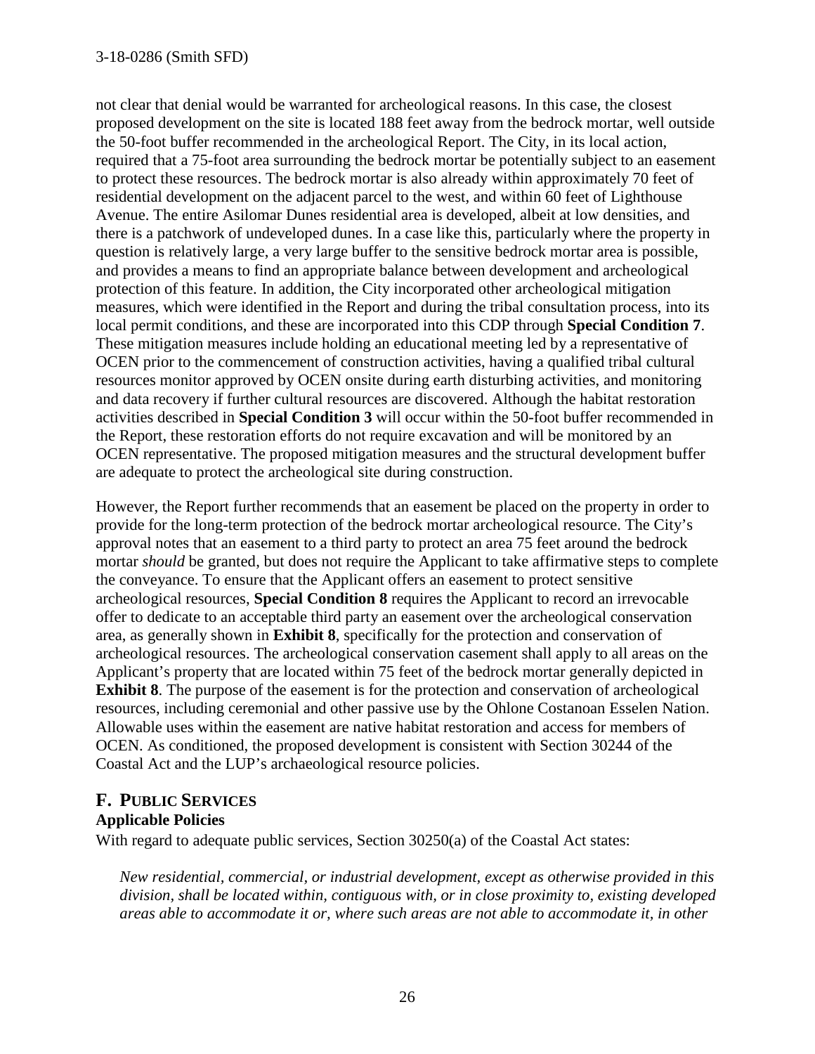not clear that denial would be warranted for archeological reasons. In this case, the closest proposed development on the site is located 188 feet away from the bedrock mortar, well outside the 50-foot buffer recommended in the archeological Report. The City, in its local action, required that a 75-foot area surrounding the bedrock mortar be potentially subject to an easement to protect these resources. The bedrock mortar is also already within approximately 70 feet of residential development on the adjacent parcel to the west, and within 60 feet of Lighthouse Avenue. The entire Asilomar Dunes residential area is developed, albeit at low densities, and there is a patchwork of undeveloped dunes. In a case like this, particularly where the property in question is relatively large, a very large buffer to the sensitive bedrock mortar area is possible, and provides a means to find an appropriate balance between development and archeological protection of this feature. In addition, the City incorporated other archeological mitigation measures, which were identified in the Report and during the tribal consultation process, into its local permit conditions, and these are incorporated into this CDP through **Special Condition 7**. These mitigation measures include holding an educational meeting led by a representative of OCEN prior to the commencement of construction activities, having a qualified tribal cultural resources monitor approved by OCEN onsite during earth disturbing activities, and monitoring and data recovery if further cultural resources are discovered. Although the habitat restoration activities described in **Special Condition 3** will occur within the 50-foot buffer recommended in the Report, these restoration efforts do not require excavation and will be monitored by an OCEN representative. The proposed mitigation measures and the structural development buffer are adequate to protect the archeological site during construction.

However, the Report further recommends that an easement be placed on the property in order to provide for the long-term protection of the bedrock mortar archeological resource. The City's approval notes that an easement to a third party to protect an area 75 feet around the bedrock mortar *should* be granted, but does not require the Applicant to take affirmative steps to complete the conveyance. To ensure that the Applicant offers an easement to protect sensitive archeological resources, **Special Condition 8** requires the Applicant to record an irrevocable offer to dedicate to an acceptable third party an easement over the archeological conservation area, as generally shown in **Exhibit 8**, specifically for the protection and conservation of archeological resources. The archeological conservation casement shall apply to all areas on the Applicant's property that are located within 75 feet of the bedrock mortar generally depicted in **Exhibit 8**. The purpose of the easement is for the protection and conservation of archeological resources, including ceremonial and other passive use by the Ohlone Costanoan Esselen Nation. Allowable uses within the easement are native habitat restoration and access for members of OCEN. As conditioned, the proposed development is consistent with Section 30244 of the Coastal Act and the LUP's archaeological resource policies.

## F. Public Services

### Applicable Policies

With regard to adequate public services, Section 30250(a) of the Coastal Act states:

> *New residential, commercial, or industrial development, except as otherwise provided in this division, shall be located within, contiguous with, or in close proximity to, existing developed areas able to accommodate it or, where such areas are not able to accommodate it, in other*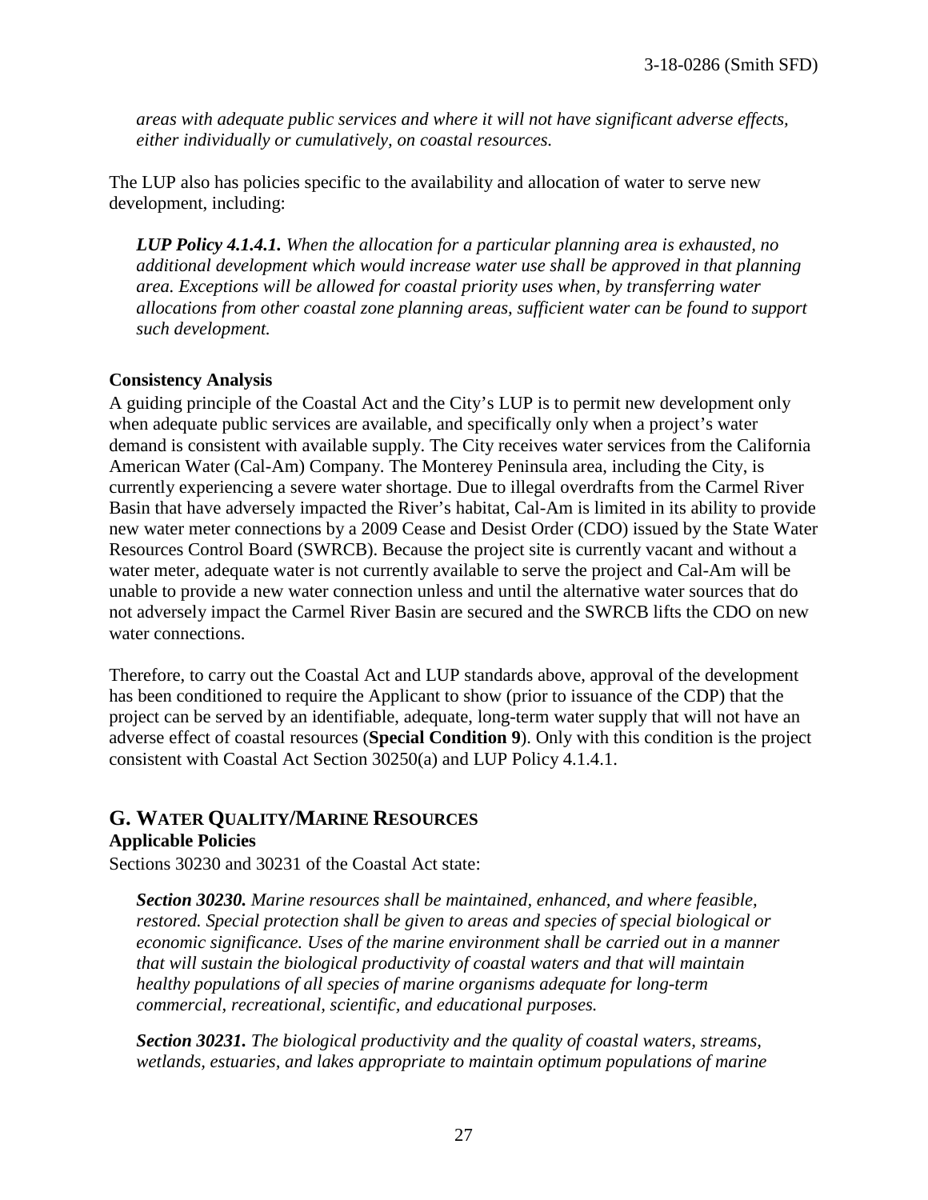*areas with adequate public services and where it will not have significant adverse effects, either individually or cumulatively, on coastal resources.*

The LUP also has policies specific to the availability and allocation of water to serve new development, including:

***LUP Policy 4.1.4.1.*** *When the allocation for a particular planning area is exhausted, no additional development which would increase water use shall be approved in that planning area. Exceptions will be allowed for coastal priority uses when, by transferring water allocations from other coastal zone planning areas, sufficient water can be found to support such development.*

**Consistency Analysis**

A guiding principle of the Coastal Act and the City's LUP is to permit new development only when adequate public services are available, and specifically only when a project's water demand is consistent with available supply. The City receives water services from the California American Water (Cal-Am) Company. The Monterey Peninsula area, including the City, is currently experiencing a severe water shortage. Due to illegal overdrafts from the Carmel River Basin that have adversely impacted the River's habitat, Cal-Am is limited in its ability to provide new water meter connections by a 2009 Cease and Desist Order (CDO) issued by the State Water Resources Control Board (SWRCB). Because the project site is currently vacant and without a water meter, adequate water is not currently available to serve the project and Cal-Am will be unable to provide a new water connection unless and until the alternative water sources that do not adversely impact the Carmel River Basin are secured and the SWRCB lifts the CDO on new water connections.

Therefore, to carry out the Coastal Act and LUP standards above, approval of the development has been conditioned to require the Applicant to show (prior to issuance of the CDP) that the project can be served by an identifiable, adequate, long-term water supply that will not have an adverse effect of coastal resources (**Special Condition 9**). Only with this condition is the project consistent with Coastal Act Section 30250(a) and LUP Policy 4.1.4.1.

## G. WATER QUALITY/MARINE RESOURCES

**Applicable Policies**

Sections 30230 and 30231 of the Coastal Act state:

***Section 30230.*** *Marine resources shall be maintained, enhanced, and where feasible, restored. Special protection shall be given to areas and species of special biological or economic significance. Uses of the marine environment shall be carried out in a manner that will sustain the biological productivity of coastal waters and that will maintain healthy populations of all species of marine organisms adequate for long-term commercial, recreational, scientific, and educational purposes.*

***Section 30231.*** *The biological productivity and the quality of coastal waters, streams, wetlands, estuaries, and lakes appropriate to maintain optimum populations of marine*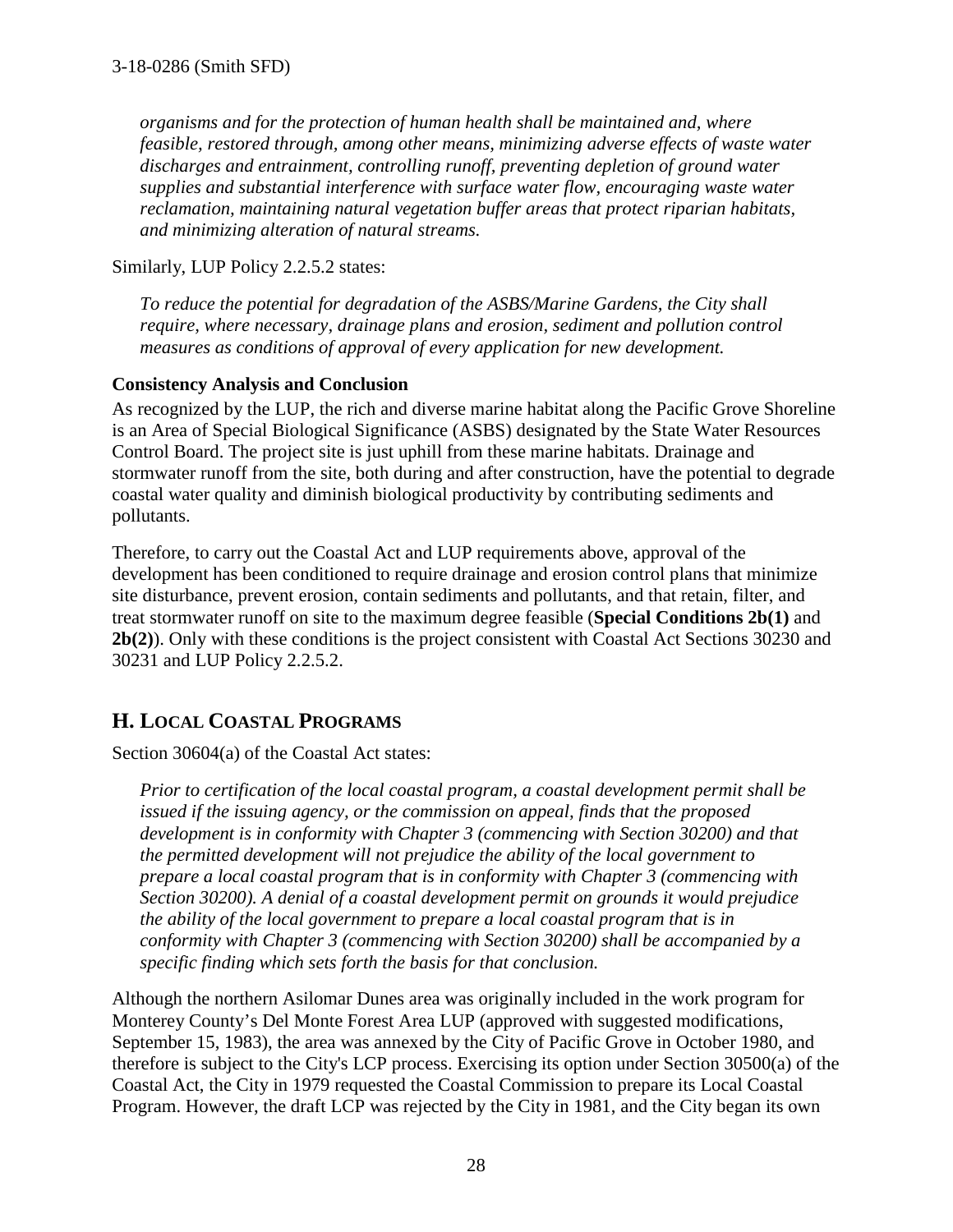*organisms and for the protection of human health shall be maintained and, where feasible, restored through, among other means, minimizing adverse effects of waste water discharges and entrainment, controlling runoff, preventing depletion of ground water supplies and substantial interference with surface water flow, encouraging waste water reclamation, maintaining natural vegetation buffer areas that protect riparian habitats, and minimizing alteration of natural streams.*

Similarly, LUP Policy 2.2.5.2 states:

*To reduce the potential for degradation of the ASBS/Marine Gardens, the City shall require, where necessary, drainage plans and erosion, sediment and pollution control measures as conditions of approval of every application for new development.*

**Consistency Analysis and Conclusion**

As recognized by the LUP, the rich and diverse marine habitat along the Pacific Grove Shoreline is an Area of Special Biological Significance (ASBS) designated by the State Water Resources Control Board. The project site is just uphill from these marine habitats. Drainage and stormwater runoff from the site, both during and after construction, have the potential to degrade coastal water quality and diminish biological productivity by contributing sediments and pollutants.

Therefore, to carry out the Coastal Act and LUP requirements above, approval of the development has been conditioned to require drainage and erosion control plans that minimize site disturbance, prevent erosion, contain sediments and pollutants, and that retain, filter, and treat stormwater runoff on site to the maximum degree feasible (**Special Conditions 2b(1)** and **2b(2)**). Only with these conditions is the project consistent with Coastal Act Sections 30230 and 30231 and LUP Policy 2.2.5.2.

## H. Local Coastal Programs

Section 30604(a) of the Coastal Act states:

*Prior to certification of the local coastal program, a coastal development permit shall be issued if the issuing agency, or the commission on appeal, finds that the proposed development is in conformity with Chapter 3 (commencing with Section 30200) and that the permitted development will not prejudice the ability of the local government to prepare a local coastal program that is in conformity with Chapter 3 (commencing with Section 30200). A denial of a coastal development permit on grounds it would prejudice the ability of the local government to prepare a local coastal program that is in conformity with Chapter 3 (commencing with Section 30200) shall be accompanied by a specific finding which sets forth the basis for that conclusion.*

Although the northern Asilomar Dunes area was originally included in the work program for Monterey County's Del Monte Forest Area LUP (approved with suggested modifications, September 15, 1983), the area was annexed by the City of Pacific Grove in October 1980, and therefore is subject to the City's LCP process. Exercising its option under Section 30500(a) of the Coastal Act, the City in 1979 requested the Coastal Commission to prepare its Local Coastal Program. However, the draft LCP was rejected by the City in 1981, and the City began its own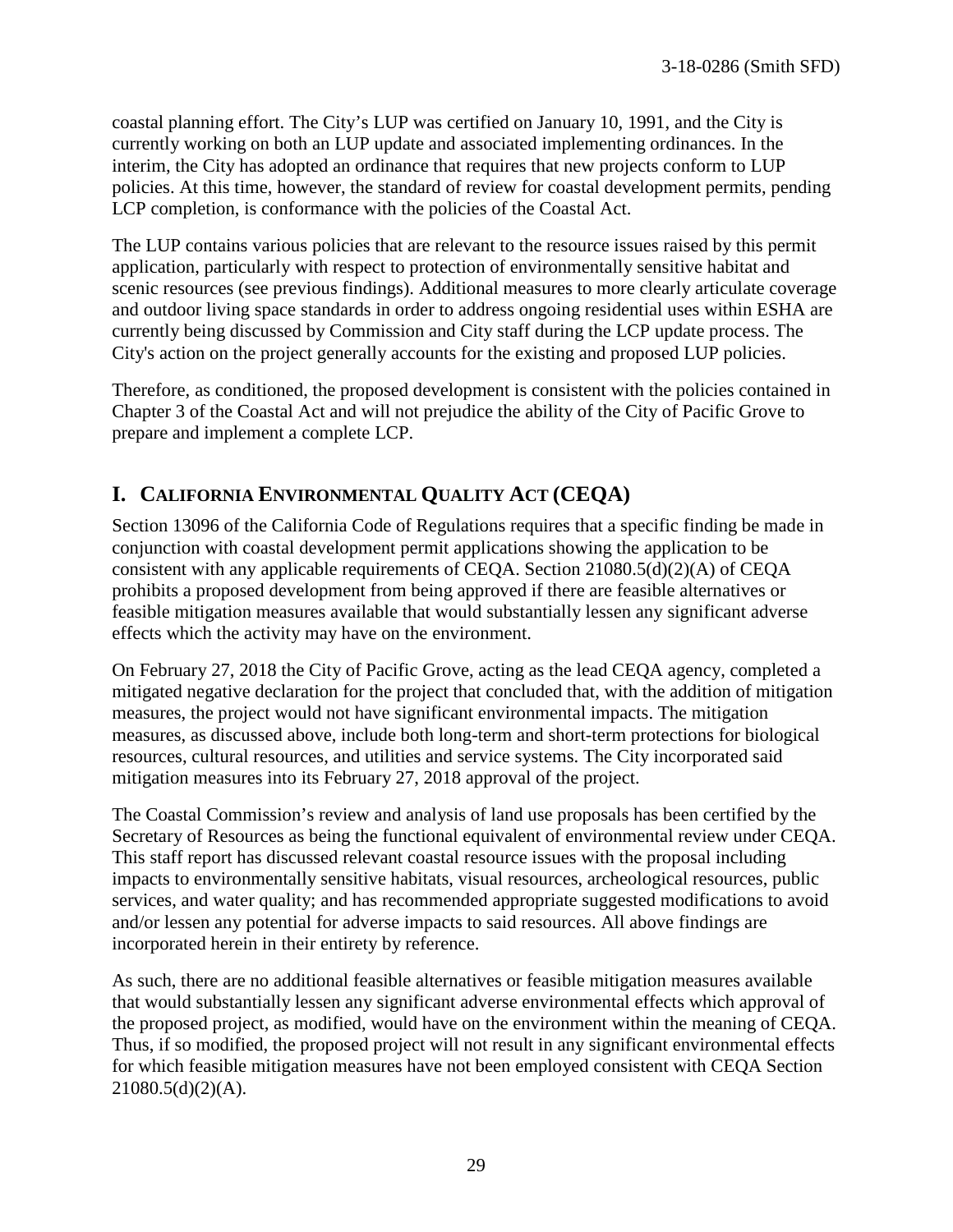coastal planning effort. The City's LUP was certified on January 10, 1991, and the City is currently working on both an LUP update and associated implementing ordinances. In the interim, the City has adopted an ordinance that requires that new projects conform to LUP policies. At this time, however, the standard of review for coastal development permits, pending LCP completion, is conformance with the policies of the Coastal Act.

The LUP contains various policies that are relevant to the resource issues raised by this permit application, particularly with respect to protection of environmentally sensitive habitat and scenic resources (see previous findings). Additional measures to more clearly articulate coverage and outdoor living space standards in order to address ongoing residential uses within ESHA are currently being discussed by Commission and City staff during the LCP update process. The City's action on the project generally accounts for the existing and proposed LUP policies.

Therefore, as conditioned, the proposed development is consistent with the policies contained in Chapter 3 of the Coastal Act and will not prejudice the ability of the City of Pacific Grove to prepare and implement a complete LCP.

## I. CALIFORNIA ENVIRONMENTAL QUALITY ACT (CEQA)

Section 13096 of the California Code of Regulations requires that a specific finding be made in conjunction with coastal development permit applications showing the application to be consistent with any applicable requirements of CEQA. Section 21080.5(d)(2)(A) of CEQA prohibits a proposed development from being approved if there are feasible alternatives or feasible mitigation measures available that would substantially lessen any significant adverse effects which the activity may have on the environment.

On February 27, 2018 the City of Pacific Grove, acting as the lead CEQA agency, completed a mitigated negative declaration for the project that concluded that, with the addition of mitigation measures, the project would not have significant environmental impacts. The mitigation measures, as discussed above, include both long-term and short-term protections for biological resources, cultural resources, and utilities and service systems. The City incorporated said mitigation measures into its February 27, 2018 approval of the project.

The Coastal Commission's review and analysis of land use proposals has been certified by the Secretary of Resources as being the functional equivalent of environmental review under CEQA. This staff report has discussed relevant coastal resource issues with the proposal including impacts to environmentally sensitive habitats, visual resources, archeological resources, public services, and water quality; and has recommended appropriate suggested modifications to avoid and/or lessen any potential for adverse impacts to said resources. All above findings are incorporated herein in their entirety by reference.

As such, there are no additional feasible alternatives or feasible mitigation measures available that would substantially lessen any significant adverse environmental effects which approval of the proposed project, as modified, would have on the environment within the meaning of CEQA. Thus, if so modified, the proposed project will not result in any significant environmental effects for which feasible mitigation measures have not been employed consistent with CEQA Section 21080.5(d)(2)(A).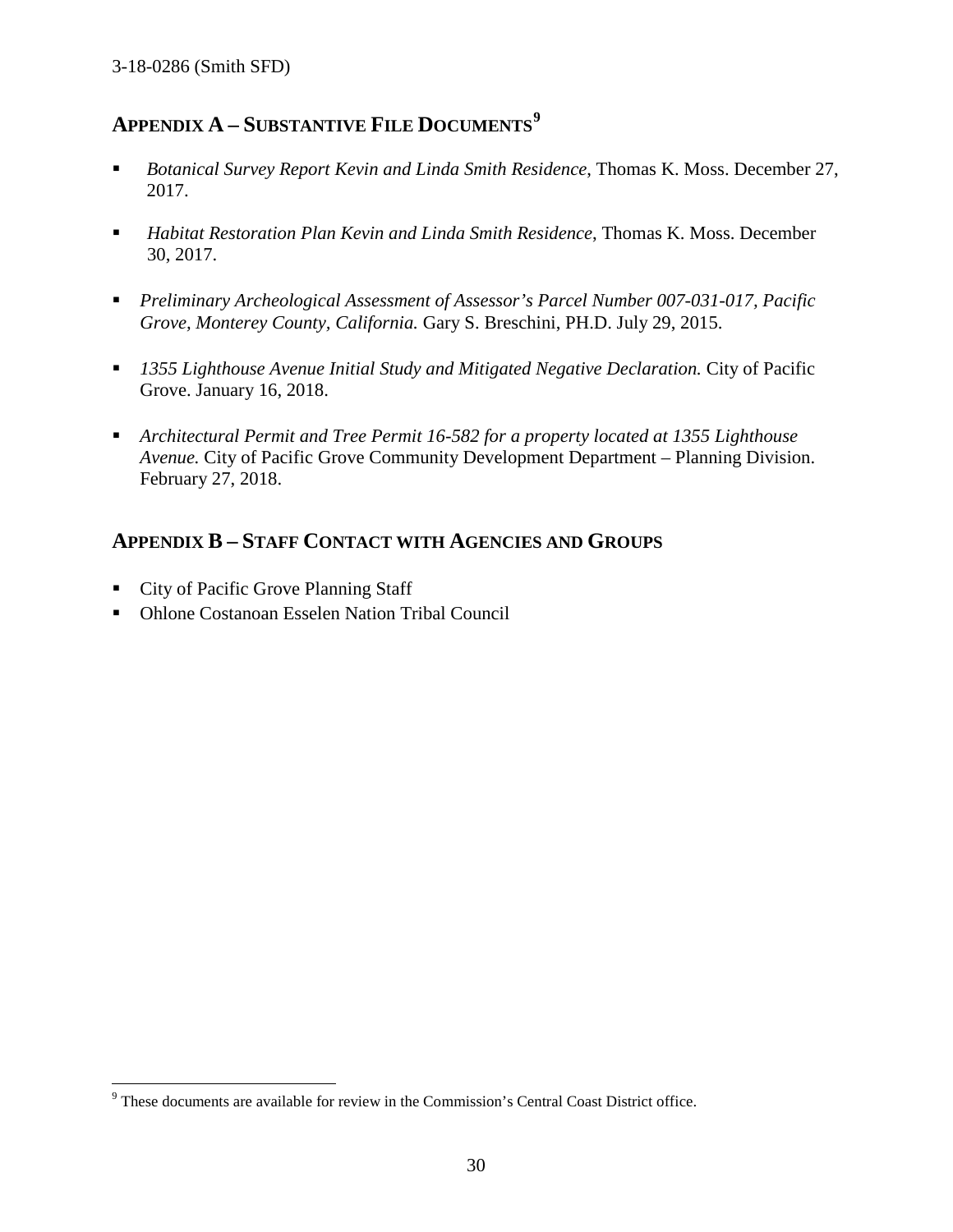## Appendix A – Substantive File Documents[9]

- *Botanical Survey Report Kevin and Linda Smith Residence*, Thomas K. Moss. December 27, 2017.
- *Habitat Restoration Plan Kevin and Linda Smith Residence*, Thomas K. Moss. December 30, 2017.
- *Preliminary Archeological Assessment of Assessor's Parcel Number 007-031-017, Pacific Grove, Monterey County, California.* Gary S. Breschini, PH.D. July 29, 2015.
- *1355 Lighthouse Avenue Initial Study and Mitigated Negative Declaration.* City of Pacific Grove. January 16, 2018.
- *Architectural Permit and Tree Permit 16-582 for a property located at 1355 Lighthouse Avenue.* City of Pacific Grove Community Development Department – Planning Division. February 27, 2018.

## Appendix B – Staff Contact with Agencies and Groups

- City of Pacific Grove Planning Staff
- Ohlone Costanoan Esselen Nation Tribal Council

[9] These documents are available for review in the Commission's Central Coast District office.